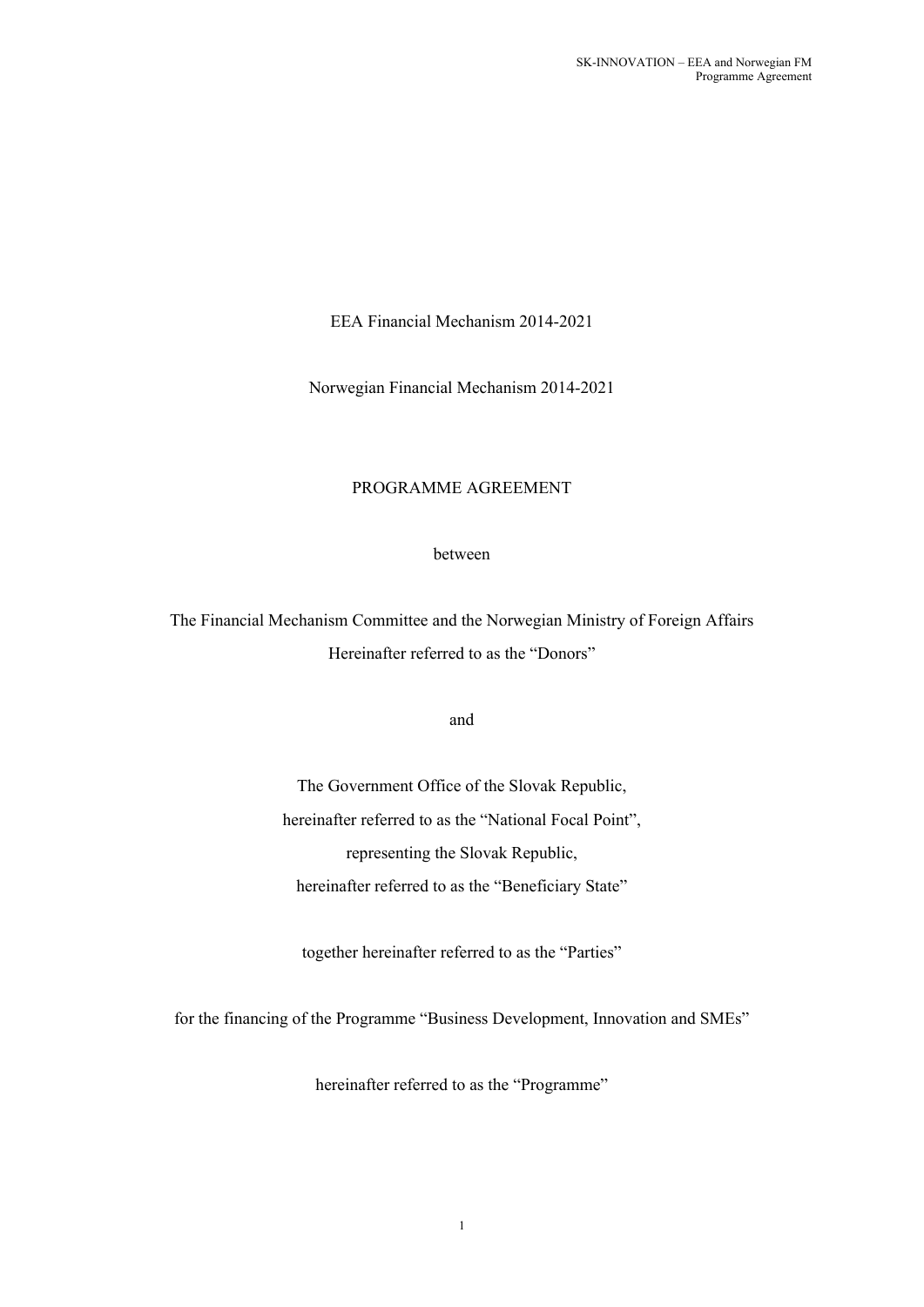EEA Financial Mechanism 2014-2021

Norwegian Financial Mechanism 2014-2021

# PROGRAMME AGREEMENT

between

The Financial Mechanism Committee and the Norwegian Ministry of Foreign Affairs
Hereinafter referred to as the "Donors"

and

The Government Office of the Slovak Republic,
hereinafter referred to as the "National Focal Point",
representing the Slovak Republic,
hereinafter referred to as the "Beneficiary State"

together hereinafter referred to as the "Parties"

for the financing of the Programme "Business Development, Innovation and SMEs"

hereinafter referred to as the "Programme"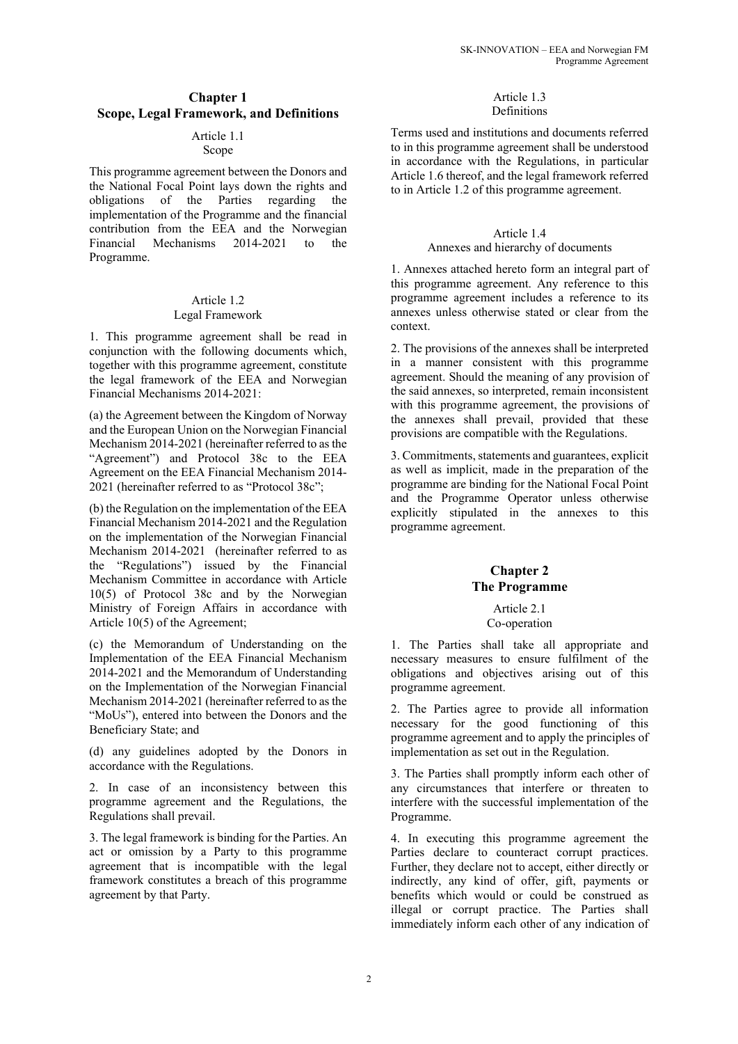## Chapter 1
## Scope, Legal Framework, and Definitions

### Article 1.1
### Scope

This programme agreement between the Donors and the National Focal Point lays down the rights and obligations of the Parties regarding the implementation of the Programme and the financial contribution from the EEA and the Norwegian Financial Mechanisms 2014-2021 to the Programme.

### Article 1.2
### Legal Framework

1. This programme agreement shall be read in conjunction with the following documents which, together with this programme agreement, constitute the legal framework of the EEA and Norwegian Financial Mechanisms 2014-2021:

(a) the Agreement between the Kingdom of Norway and the European Union on the Norwegian Financial Mechanism 2014-2021 (hereinafter referred to as the "Agreement") and Protocol 38c to the EEA Agreement on the EEA Financial Mechanism 2014-2021 (hereinafter referred to as "Protocol 38c";

(b) the Regulation on the implementation of the EEA Financial Mechanism 2014-2021 and the Regulation on the implementation of the Norwegian Financial Mechanism 2014-2021 (hereinafter referred to as the "Regulations") issued by the Financial Mechanism Committee in accordance with Article 10(5) of Protocol 38c and by the Norwegian Ministry of Foreign Affairs in accordance with Article 10(5) of the Agreement;

(c) the Memorandum of Understanding on the Implementation of the EEA Financial Mechanism 2014-2021 and the Memorandum of Understanding on the Implementation of the Norwegian Financial Mechanism 2014-2021 (hereinafter referred to as the "MoUs"), entered into between the Donors and the Beneficiary State; and

(d) any guidelines adopted by the Donors in accordance with the Regulations.

2. In case of an inconsistency between this programme agreement and the Regulations, the Regulations shall prevail.

3. The legal framework is binding for the Parties. An act or omission by a Party to this programme agreement that is incompatible with the legal framework constitutes a breach of this programme agreement by that Party.

### Article 1.3
### Definitions

Terms used and institutions and documents referred to in this programme agreement shall be understood in accordance with the Regulations, in particular Article 1.6 thereof, and the legal framework referred to in Article 1.2 of this programme agreement.

### Article 1.4
### Annexes and hierarchy of documents

1. Annexes attached hereto form an integral part of this programme agreement. Any reference to this programme agreement includes a reference to its annexes unless otherwise stated or clear from the context.

2. The provisions of the annexes shall be interpreted in a manner consistent with this programme agreement. Should the meaning of any provision of the said annexes, so interpreted, remain inconsistent with this programme agreement, the provisions of the annexes shall prevail, provided that these provisions are compatible with the Regulations.

3. Commitments, statements and guarantees, explicit as well as implicit, made in the preparation of the programme are binding for the National Focal Point and the Programme Operator unless otherwise explicitly stipulated in the annexes to this programme agreement.

## Chapter 2
## The Programme

### Article 2.1
### Co-operation

1. The Parties shall take all appropriate and necessary measures to ensure fulfilment of the obligations and objectives arising out of this programme agreement.

2. The Parties agree to provide all information necessary for the good functioning of this programme agreement and to apply the principles of implementation as set out in the Regulation.

3. The Parties shall promptly inform each other of any circumstances that interfere or threaten to interfere with the successful implementation of the Programme.

4. In executing this programme agreement the Parties declare to counteract corrupt practices. Further, they declare not to accept, either directly or indirectly, any kind of offer, gift, payments or benefits which would or could be construed as illegal or corrupt practice. The Parties shall immediately inform each other of any indication of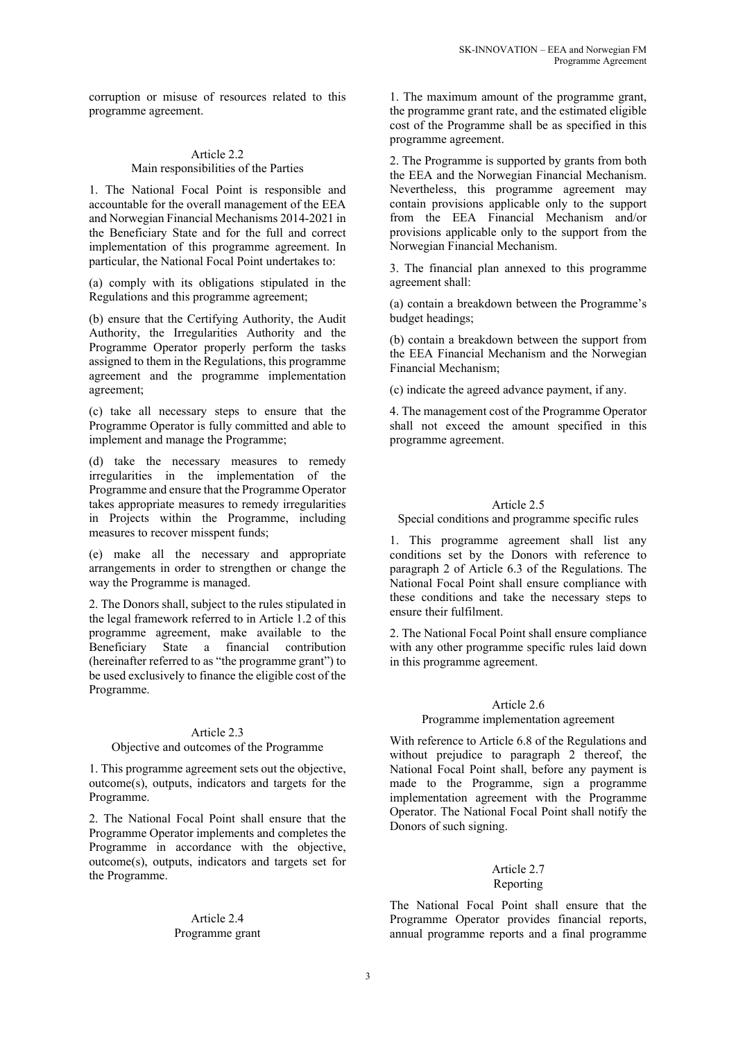corruption or misuse of resources related to this programme agreement.

### Article 2.2
### Main responsibilities of the Parties

1. The National Focal Point is responsible and accountable for the overall management of the EEA and Norwegian Financial Mechanisms 2014-2021 in the Beneficiary State and for the full and correct implementation of this programme agreement. In particular, the National Focal Point undertakes to:

(a) comply with its obligations stipulated in the Regulations and this programme agreement;

(b) ensure that the Certifying Authority, the Audit Authority, the Irregularities Authority and the Programme Operator properly perform the tasks assigned to them in the Regulations, this programme agreement and the programme implementation agreement;

(c) take all necessary steps to ensure that the Programme Operator is fully committed and able to implement and manage the Programme;

(d) take the necessary measures to remedy irregularities in the implementation of the Programme and ensure that the Programme Operator takes appropriate measures to remedy irregularities in Projects within the Programme, including measures to recover misspent funds;

(e) make all the necessary and appropriate arrangements in order to strengthen or change the way the Programme is managed.

2. The Donors shall, subject to the rules stipulated in the legal framework referred to in Article 1.2 of this programme agreement, make available to the Beneficiary State a financial contribution (hereinafter referred to as "the programme grant") to be used exclusively to finance the eligible cost of the Programme.

### Article 2.3
### Objective and outcomes of the Programme

1. This programme agreement sets out the objective, outcome(s), outputs, indicators and targets for the Programme.

2. The National Focal Point shall ensure that the Programme Operator implements and completes the Programme in accordance with the objective, outcome(s), outputs, indicators and targets set for the Programme.

### Article 2.4
### Programme grant

1. The maximum amount of the programme grant, the programme grant rate, and the estimated eligible cost of the Programme shall be as specified in this programme agreement.

2. The Programme is supported by grants from both the EEA and the Norwegian Financial Mechanism. Nevertheless, this programme agreement may contain provisions applicable only to the support from the EEA Financial Mechanism and/or provisions applicable only to the support from the Norwegian Financial Mechanism.

3. The financial plan annexed to this programme agreement shall:

(a) contain a breakdown between the Programme's budget headings;

(b) contain a breakdown between the support from the EEA Financial Mechanism and the Norwegian Financial Mechanism;

(c) indicate the agreed advance payment, if any.

4. The management cost of the Programme Operator shall not exceed the amount specified in this programme agreement.

### Article 2.5
### Special conditions and programme specific rules

1. This programme agreement shall list any conditions set by the Donors with reference to paragraph 2 of Article 6.3 of the Regulations. The National Focal Point shall ensure compliance with these conditions and take the necessary steps to ensure their fulfilment.

2. The National Focal Point shall ensure compliance with any other programme specific rules laid down in this programme agreement.

### Article 2.6
### Programme implementation agreement

With reference to Article 6.8 of the Regulations and without prejudice to paragraph 2 thereof, the National Focal Point shall, before any payment is made to the Programme, sign a programme implementation agreement with the Programme Operator. The National Focal Point shall notify the Donors of such signing.

### Article 2.7
### Reporting

The National Focal Point shall ensure that the Programme Operator provides financial reports, annual programme reports and a final programme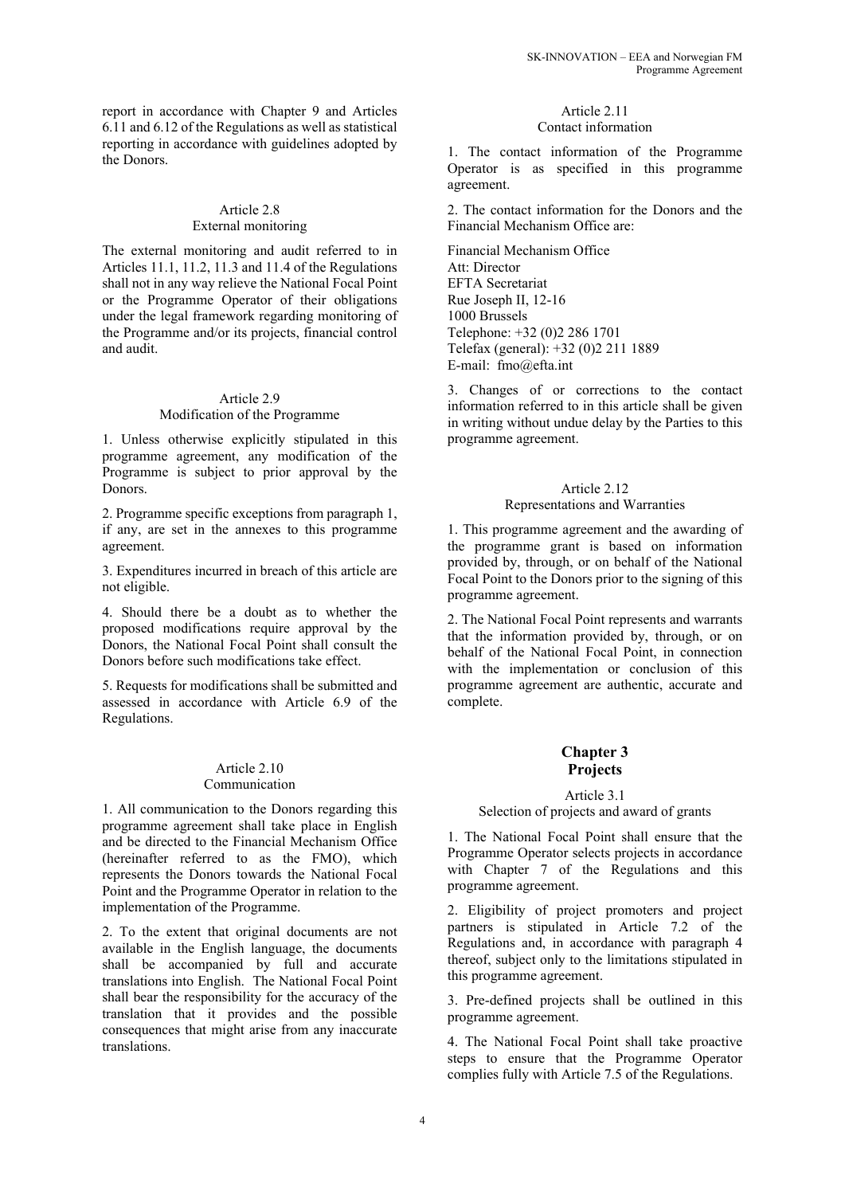report in accordance with Chapter 9 and Articles 6.11 and 6.12 of the Regulations as well as statistical reporting in accordance with guidelines adopted by the Donors.

### Article 2.8
### External monitoring

The external monitoring and audit referred to in Articles 11.1, 11.2, 11.3 and 11.4 of the Regulations shall not in any way relieve the National Focal Point or the Programme Operator of their obligations under the legal framework regarding monitoring of the Programme and/or its projects, financial control and audit.

### Article 2.9
### Modification of the Programme

1. Unless otherwise explicitly stipulated in this programme agreement, any modification of the Programme is subject to prior approval by the Donors.

2. Programme specific exceptions from paragraph 1, if any, are set in the annexes to this programme agreement.

3. Expenditures incurred in breach of this article are not eligible.

4. Should there be a doubt as to whether the proposed modifications require approval by the Donors, the National Focal Point shall consult the Donors before such modifications take effect.

5. Requests for modifications shall be submitted and assessed in accordance with Article 6.9 of the Regulations.

### Article 2.10
### Communication

1. All communication to the Donors regarding this programme agreement shall take place in English and be directed to the Financial Mechanism Office (hereinafter referred to as the FMO), which represents the Donors towards the National Focal Point and the Programme Operator in relation to the implementation of the Programme.

2. To the extent that original documents are not available in the English language, the documents shall be accompanied by full and accurate translations into English. The National Focal Point shall bear the responsibility for the accuracy of the translation that it provides and the possible consequences that might arise from any inaccurate translations.

### Article 2.11
### Contact information

1. The contact information of the Programme Operator is as specified in this programme agreement.

2. The contact information for the Donors and the Financial Mechanism Office are:

Financial Mechanism Office
Att: Director
EFTA Secretariat
Rue Joseph II, 12-16
1000 Brussels
Telephone: +32 (0)2 286 1701
Telefax (general): +32 (0)2 211 1889
E-mail: fmo@efta.int

3. Changes of or corrections to the contact information referred to in this article shall be given in writing without undue delay by the Parties to this programme agreement.

### Article 2.12
### Representations and Warranties

1. This programme agreement and the awarding of the programme grant is based on information provided by, through, or on behalf of the National Focal Point to the Donors prior to the signing of this programme agreement.

2. The National Focal Point represents and warrants that the information provided by, through, or on behalf of the National Focal Point, in connection with the implementation or conclusion of this programme agreement are authentic, accurate and complete.

## Chapter 3
## Projects

### Article 3.1
### Selection of projects and award of grants

1. The National Focal Point shall ensure that the Programme Operator selects projects in accordance with Chapter 7 of the Regulations and this programme agreement.

2. Eligibility of project promoters and project partners is stipulated in Article 7.2 of the Regulations and, in accordance with paragraph 4 thereof, subject only to the limitations stipulated in this programme agreement.

3. Pre-defined projects shall be outlined in this programme agreement.

4. The National Focal Point shall take proactive steps to ensure that the Programme Operator complies fully with Article 7.5 of the Regulations.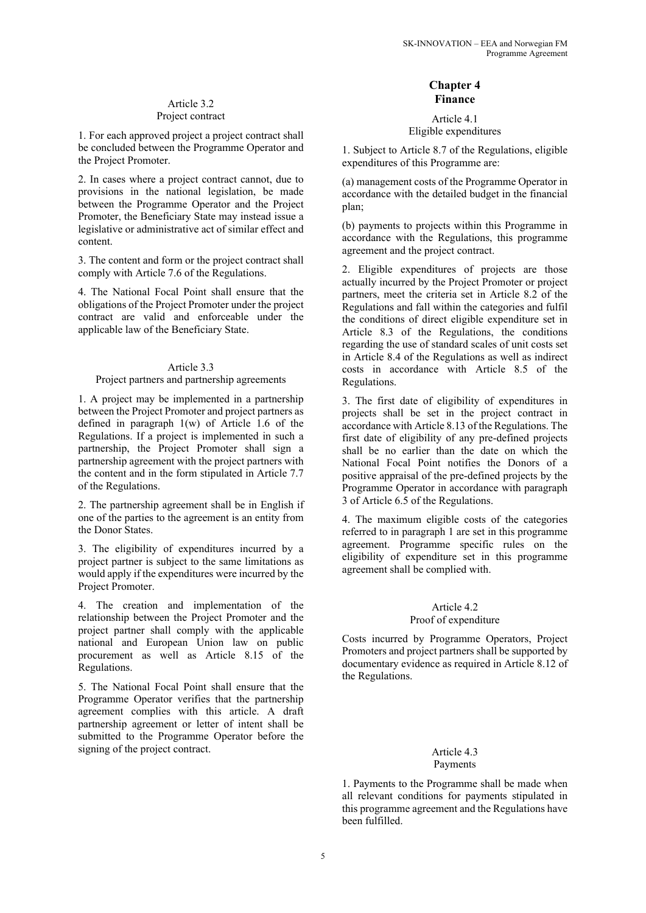### Article 3.2
### Project contract

1. For each approved project a project contract shall be concluded between the Programme Operator and the Project Promoter.

2. In cases where a project contract cannot, due to provisions in the national legislation, be made between the Programme Operator and the Project Promoter, the Beneficiary State may instead issue a legislative or administrative act of similar effect and content.

3. The content and form or the project contract shall comply with Article 7.6 of the Regulations.

4. The National Focal Point shall ensure that the obligations of the Project Promoter under the project contract are valid and enforceable under the applicable law of the Beneficiary State.

### Article 3.3
### Project partners and partnership agreements

1. A project may be implemented in a partnership between the Project Promoter and project partners as defined in paragraph 1(w) of Article 1.6 of the Regulations. If a project is implemented in such a partnership, the Project Promoter shall sign a partnership agreement with the project partners with the content and in the form stipulated in Article 7.7 of the Regulations.

2. The partnership agreement shall be in English if one of the parties to the agreement is an entity from the Donor States.

3. The eligibility of expenditures incurred by a project partner is subject to the same limitations as would apply if the expenditures were incurred by the Project Promoter.

4. The creation and implementation of the relationship between the Project Promoter and the project partner shall comply with the applicable national and European Union law on public procurement as well as Article 8.15 of the Regulations.

5. The National Focal Point shall ensure that the Programme Operator verifies that the partnership agreement complies with this article. A draft partnership agreement or letter of intent shall be submitted to the Programme Operator before the signing of the project contract.

## Chapter 4
## Finance

### Article 4.1
### Eligible expenditures

1. Subject to Article 8.7 of the Regulations, eligible expenditures of this Programme are:

(a) management costs of the Programme Operator in accordance with the detailed budget in the financial plan;

(b) payments to projects within this Programme in accordance with the Regulations, this programme agreement and the project contract.

2. Eligible expenditures of projects are those actually incurred by the Project Promoter or project partners, meet the criteria set in Article 8.2 of the Regulations and fall within the categories and fulfil the conditions of direct eligible expenditure set in Article 8.3 of the Regulations, the conditions regarding the use of standard scales of unit costs set in Article 8.4 of the Regulations as well as indirect costs in accordance with Article 8.5 of the Regulations.

3. The first date of eligibility of expenditures in projects shall be set in the project contract in accordance with Article 8.13 of the Regulations. The first date of eligibility of any pre-defined projects shall be no earlier than the date on which the National Focal Point notifies the Donors of a positive appraisal of the pre-defined projects by the Programme Operator in accordance with paragraph 3 of Article 6.5 of the Regulations.

4. The maximum eligible costs of the categories referred to in paragraph 1 are set in this programme agreement. Programme specific rules on the eligibility of expenditure set in this programme agreement shall be complied with.

### Article 4.2
### Proof of expenditure

Costs incurred by Programme Operators, Project Promoters and project partners shall be supported by documentary evidence as required in Article 8.12 of the Regulations.

### Article 4.3
### Payments

1. Payments to the Programme shall be made when all relevant conditions for payments stipulated in this programme agreement and the Regulations have been fulfilled.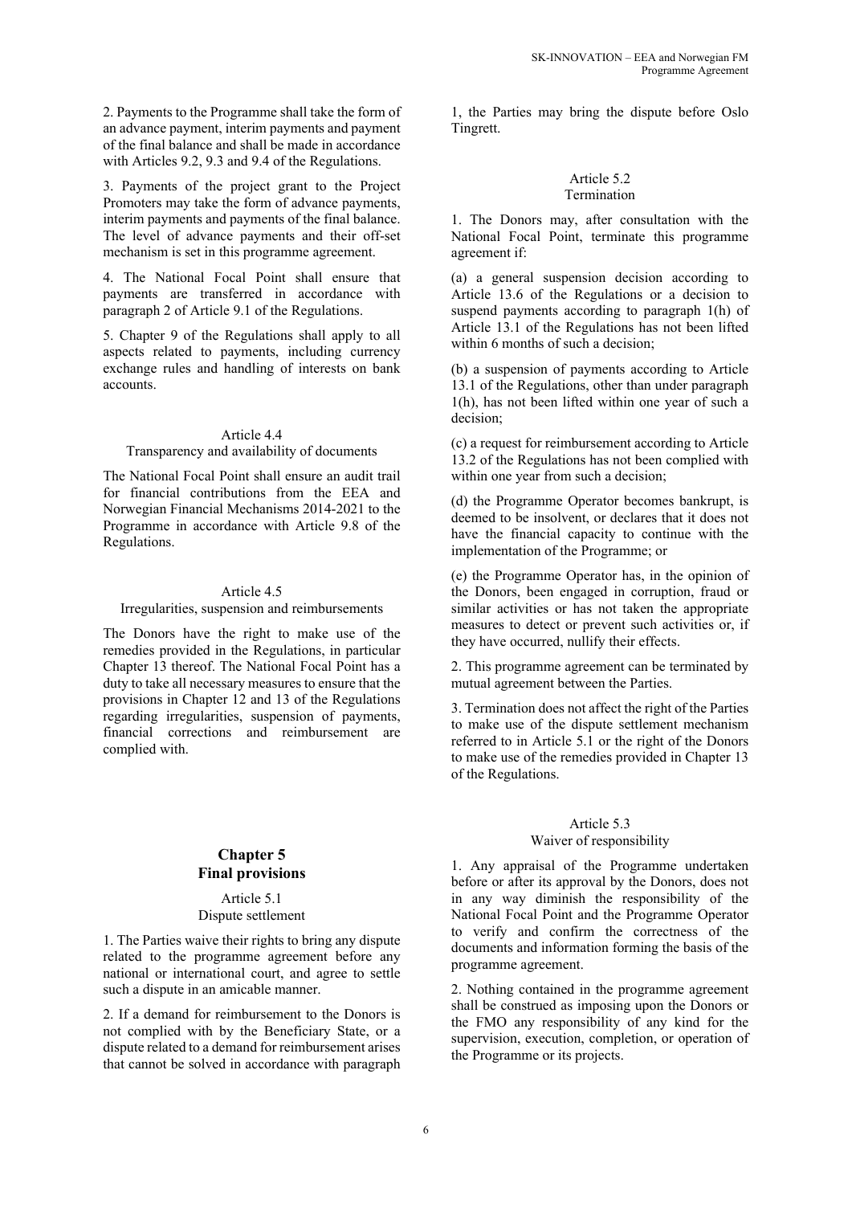2. Payments to the Programme shall take the form of an advance payment, interim payments and payment of the final balance and shall be made in accordance with Articles 9.2, 9.3 and 9.4 of the Regulations.

3. Payments of the project grant to the Project Promoters may take the form of advance payments, interim payments and payments of the final balance. The level of advance payments and their off-set mechanism is set in this programme agreement.

4. The National Focal Point shall ensure that payments are transferred in accordance with paragraph 2 of Article 9.1 of the Regulations.

5. Chapter 9 of the Regulations shall apply to all aspects related to payments, including currency exchange rules and handling of interests on bank accounts.

#### Article 4.4
#### Transparency and availability of documents

The National Focal Point shall ensure an audit trail for financial contributions from the EEA and Norwegian Financial Mechanisms 2014-2021 to the Programme in accordance with Article 9.8 of the Regulations.

#### Article 4.5
#### Irregularities, suspension and reimbursements

The Donors have the right to make use of the remedies provided in the Regulations, in particular Chapter 13 thereof. The National Focal Point has a duty to take all necessary measures to ensure that the provisions in Chapter 12 and 13 of the Regulations regarding irregularities, suspension of payments, financial corrections and reimbursement are complied with.

## Chapter 5
## Final provisions

#### Article 5.1
#### Dispute settlement

1. The Parties waive their rights to bring any dispute related to the programme agreement before any national or international court, and agree to settle such a dispute in an amicable manner.

2. If a demand for reimbursement to the Donors is not complied with by the Beneficiary State, or a dispute related to a demand for reimbursement arises that cannot be solved in accordance with paragraph 1, the Parties may bring the dispute before Oslo Tingrett.

#### Article 5.2
#### Termination

1. The Donors may, after consultation with the National Focal Point, terminate this programme agreement if:

(a) a general suspension decision according to Article 13.6 of the Regulations or a decision to suspend payments according to paragraph 1(h) of Article 13.1 of the Regulations has not been lifted within 6 months of such a decision;

(b) a suspension of payments according to Article 13.1 of the Regulations, other than under paragraph 1(h), has not been lifted within one year of such a decision;

(c) a request for reimbursement according to Article 13.2 of the Regulations has not been complied with within one year from such a decision;

(d) the Programme Operator becomes bankrupt, is deemed to be insolvent, or declares that it does not have the financial capacity to continue with the implementation of the Programme; or

(e) the Programme Operator has, in the opinion of the Donors, been engaged in corruption, fraud or similar activities or has not taken the appropriate measures to detect or prevent such activities or, if they have occurred, nullify their effects.

2. This programme agreement can be terminated by mutual agreement between the Parties.

3. Termination does not affect the right of the Parties to make use of the dispute settlement mechanism referred to in Article 5.1 or the right of the Donors to make use of the remedies provided in Chapter 13 of the Regulations.

#### Article 5.3
#### Waiver of responsibility

1. Any appraisal of the Programme undertaken before or after its approval by the Donors, does not in any way diminish the responsibility of the National Focal Point and the Programme Operator to verify and confirm the correctness of the documents and information forming the basis of the programme agreement.

2. Nothing contained in the programme agreement shall be construed as imposing upon the Donors or the FMO any responsibility of any kind for the supervision, execution, completion, or operation of the Programme or its projects.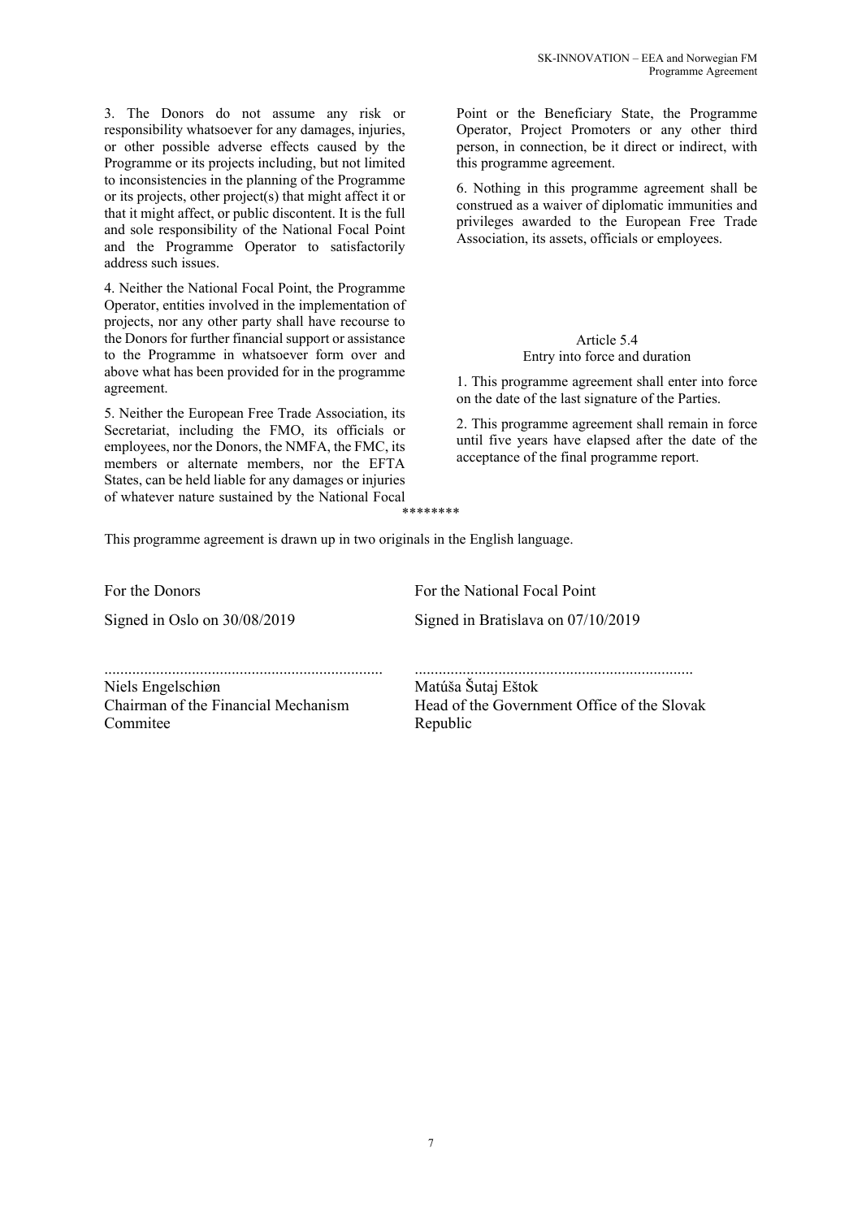3. The Donors do not assume any risk or responsibility whatsoever for any damages, injuries, or other possible adverse effects caused by the Programme or its projects including, but not limited to inconsistencies in the planning of the Programme or its projects, other project(s) that might affect it or that it might affect, or public discontent. It is the full and sole responsibility of the National Focal Point and the Programme Operator to satisfactorily address such issues.

4. Neither the National Focal Point, the Programme Operator, entities involved in the implementation of projects, nor any other party shall have recourse to the Donors for further financial support or assistance to the Programme in whatsoever form over and above what has been provided for in the programme agreement.

5. Neither the European Free Trade Association, its Secretariat, including the FMO, its officials or employees, nor the Donors, the NMFA, the FMC, its members or alternate members, nor the EFTA States, can be held liable for any damages or injuries of whatever nature sustained by the National Focal Point or the Beneficiary State, the Programme Operator, Project Promoters or any other third person, in connection, be it direct or indirect, with this programme agreement.

6. Nothing in this programme agreement shall be construed as a waiver of diplomatic immunities and privileges awarded to the European Free Trade Association, its assets, officials or employees.

### Article 5.4
### Entry into force and duration

1. This programme agreement shall enter into force on the date of the last signature of the Parties.

2. This programme agreement shall remain in force until five years have elapsed after the date of the acceptance of the final programme report.

********

This programme agreement is drawn up in two originals in the English language.

| For the Donors | For the National Focal Point |
| --- | --- |
| Signed in Oslo on 30/08/2019 | Signed in Bratislava on 07/10/2019 |
| ..................................................................... | ..................................................................... |
| Niels Engelschiøn | Matúša Šutaj Eštok |
| Chairman of the Financial Mechanism Commitee | Head of the Government Office of the Slovak Republic |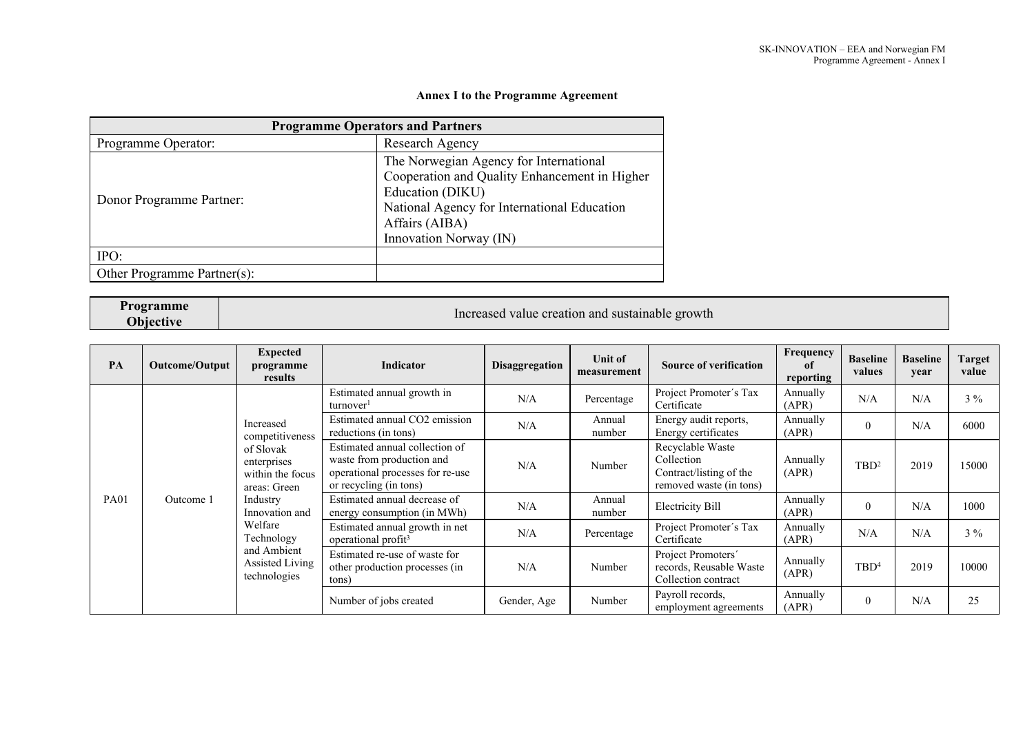**Annex I to the Programme Agreement**

| Programme Operators and Partners | |
|---|---|
| Programme Operator: | Research Agency |
| Donor Programme Partner: | The Norwegian Agency for International Cooperation and Quality Enhancement in Higher Education (DIKU)<br>National Agency for International Education Affairs (AIBA)<br>Innovation Norway (IN) |
| IPO: | |
| Other Programme Partner(s): | |

| Programme Objective | Increased value creation and sustainable growth |
|---|---|

| PA | Outcome/Output | Expected programme results | Indicator | Disaggregation | Unit of measurement | Source of verification | Frequency of reporting | Baseline values | Baseline year | Target value |
|---|---|---|---|---|---|---|---|---|---|---|
| PA01 | Outcome 1 | Increased competitiveness of Slovak enterprises within the focus areas: Green Industry Innovation and Welfare Technology and Ambient Assisted Living technologies | Estimated annual growth in turnover[1] | N/A | Percentage | Project Promoter´s Tax Certificate | Annually (APR) | N/A | N/A | 3 % |
| | | | Estimated annual $CO_2$ emission reductions (in tons) | N/A | Annual number | Energy audit reports, Energy certificates | Annually (APR) | 0 | N/A | 6000 |
| | | | Estimated annual collection of waste from production and operational processes for re-use or recycling (in tons) | N/A | Number | Recyclable Waste Collection Contract/listing of the removed waste (in tons) | Annually (APR) | TBD[2] | 2019 | 15000 |
| | | | Estimated annual decrease of energy consumption (in MWh) | N/A | Annual number | Electricity Bill | Annually (APR) | 0 | N/A | 1000 |
| | | | Estimated annual growth in net operational profit[3] | N/A | Percentage | Project Promoter´s Tax Certificate | Annually (APR) | N/A | N/A | 3 % |
| | | | Estimated re-use of waste for other production processes (in tons) | N/A | Number | Project Promoters´ records, Reusable Waste Collection contract | Annually (APR) | TBD[4] | 2019 | 10000 |
| | | | Number of jobs created | Gender, Age | Number | Payroll records, employment agreements | Annually (APR) | 0 | N/A | 25 |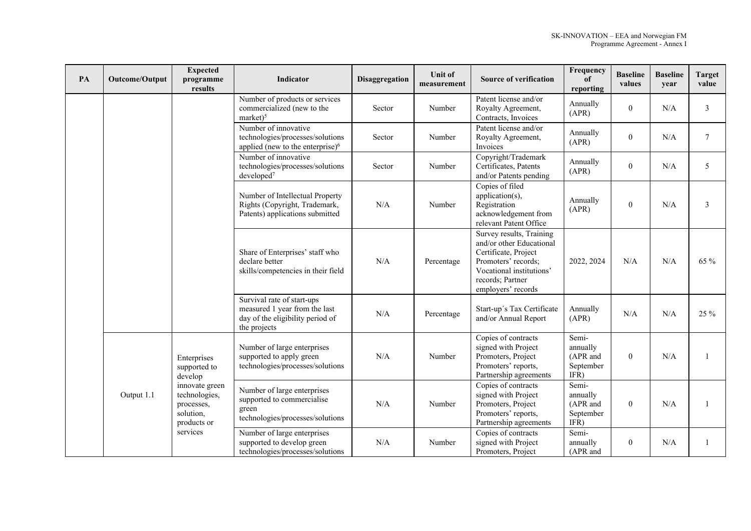| PA | Outcome/Output | Expected programme results | Indicator | Disaggregation | Unit of measurement | Source of verification | Frequency of reporting | Baseline values | Baseline year | Target value |
|---|---|---|---|---|---|---|---|---|---|---|
| | | | Number of products or services commercialized (new to the market)[5] | Sector | Number | Patent license and/or Royalty Agreement, Contracts, Invoices | Annually (APR) | 0 | N/A | 3 |
| | | | Number of innovative technologies/processes/solutions applied (new to the enterprise)[6] | Sector | Number | Patent license and/or Royalty Agreement, Invoices | Annually (APR) | 0 | N/A | 7 |
| | | | Number of innovative technologies/processes/solutions developed[7] | Sector | Number | Copyright/Trademark Certificates, Patents and/or Patents pending | Annually (APR) | 0 | N/A | 5 |
| | | | Number of Intellectual Property Rights (Copyright, Trademark, Patents) applications submitted | N/A | Number | Copies of filed application(s), Registration acknowledgement from relevant Patent Office | Annually (APR) | 0 | N/A | 3 |
| | | | Share of Enterprises' staff who declare better skills/competencies in their field | N/A | Percentage | Survey results, Training and/or other Educational Certificate, Project Promoters' records; Vocational institutions' records; Partner employers' records | 2022, 2024 | N/A | N/A | 65 % |
| | | | Survival rate of start-ups measured 1 year from the last day of the eligibility period of the projects | N/A | Percentage | Start-up´s Tax Certificate and/or Annual Report | Annually (APR) | N/A | N/A | 25 % |
| | Output 1.1 | Enterprises supported to develop innovate green technologies, processes, solution, products or services | Number of large enterprises supported to apply green technologies/processes/solutions | N/A | Number | Copies of contracts signed with Project Promoters, Project Promoters' reports, Partnership agreements | Semi-annually (APR and September IFR) | 0 | N/A | 1 |
| | | | Number of large enterprises supported to commercialise green technologies/processes/solutions | N/A | Number | Copies of contracts signed with Project Promoters, Project Promoters' reports, Partnership agreements | Semi-annually (APR and September IFR) | 0 | N/A | 1 |
| | | | Number of large enterprises supported to develop green technologies/processes/solutions | N/A | Number | Copies of contracts signed with Project Promoters, Project | Semi-annually (APR and | 0 | N/A | 1 |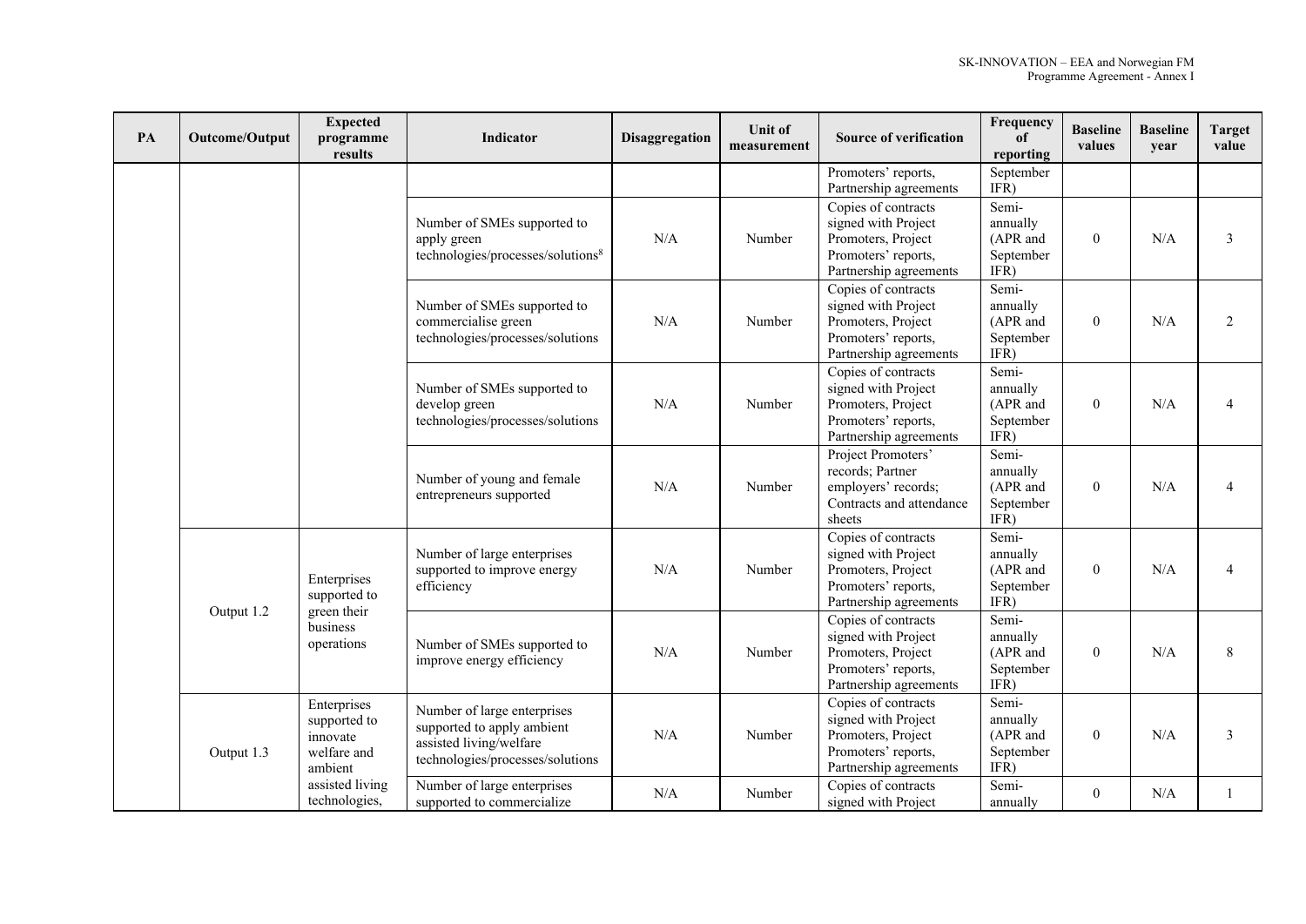| PA | Outcome/Output | Expected programme results | Indicator | Disaggregation | Unit of measurement | Source of verification | Frequency of reporting | Baseline values | Baseline year | Target value |
|---|---|---|---|---|---|---|---|---|---|---|
| | | | | | | Promoters' reports, Partnership agreements | September IFR) | | | |
| | | | Number of SMEs supported to apply green technologies/processes/solutions[8] | N/A | Number | Copies of contracts signed with Project Promoters, Project Promoters' reports, Partnership agreements | Semi-annually (APR and September IFR) | 0 | N/A | 3 |
| | | | Number of SMEs supported to commercialise green technologies/processes/solutions | N/A | Number | Copies of contracts signed with Project Promoters, Project Promoters' reports, Partnership agreements | Semi-annually (APR and September IFR) | 0 | N/A | 2 |
| | | | Number of SMEs supported to develop green technologies/processes/solutions | N/A | Number | Copies of contracts signed with Project Promoters, Project Promoters' reports, Partnership agreements | Semi-annually (APR and September IFR) | 0 | N/A | 4 |
| | | | Number of young and female entrepreneurs supported | N/A | Number | Project Promoters' records; Partner employers' records; Contracts and attendance sheets | Semi-annually (APR and September IFR) | 0 | N/A | 4 |
| | Output 1.2 | Enterprises supported to green their business operations | Number of large enterprises supported to improve energy efficiency | N/A | Number | Copies of contracts signed with Project Promoters, Project Promoters' reports, Partnership agreements | Semi-annually (APR and September IFR) | 0 | N/A | 4 |
| | | | Number of SMEs supported to improve energy efficiency | N/A | Number | Copies of contracts signed with Project Promoters, Project Promoters' reports, Partnership agreements | Semi-annually (APR and September IFR) | 0 | N/A | 8 |
| | Output 1.3 | Enterprises supported to innovate welfare and ambient assisted living technologies, | Number of large enterprises supported to apply ambient assisted living/welfare technologies/processes/solutions | N/A | Number | Copies of contracts signed with Project Promoters, Project Promoters' reports, Partnership agreements | Semi-annually (APR and September IFR) | 0 | N/A | 3 |
| | | | Number of large enterprises supported to commercialize | N/A | Number | Copies of contracts signed with Project | Semi-annually | 0 | N/A | 1 |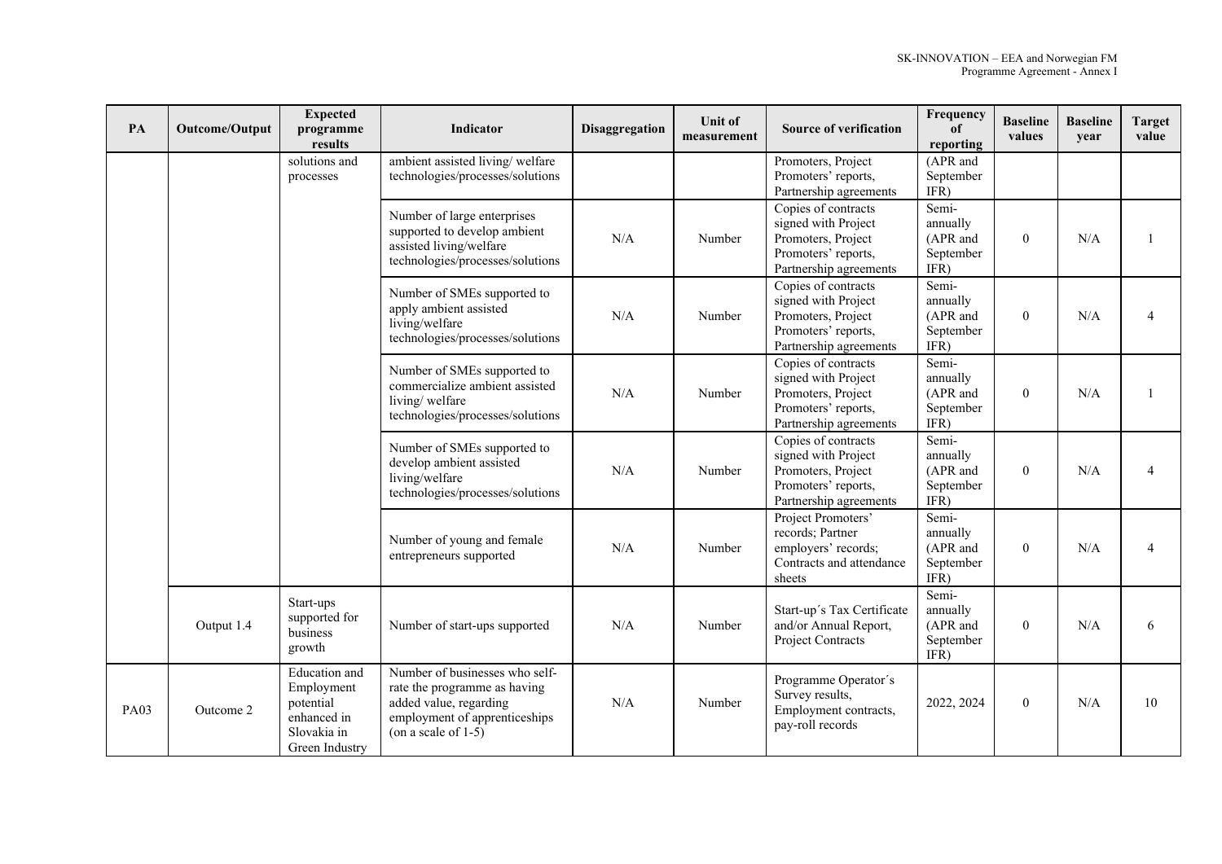| PA | Outcome/Output | Expected programme results | Indicator | Disaggregation | Unit of measurement | Source of verification | Frequency of reporting | Baseline values | Baseline year | Target value |
|---|---|---|---|---|---|---|---|---|---|---|
| | | solutions and processes | ambient assisted living/ welfare technologies/processes/solutions | | | Promoters, Project Promoters' reports, Partnership agreements | (APR and September IFR) | | | |
| | | | Number of large enterprises supported to develop ambient assisted living/welfare technologies/processes/solutions | N/A | Number | Copies of contracts signed with Project Promoters, Project Promoters' reports, Partnership agreements | Semi-annually (APR and September IFR) | 0 | N/A | 1 |
| | | | Number of SMEs supported to apply ambient assisted living/welfare technologies/processes/solutions | N/A | Number | Copies of contracts signed with Project Promoters, Project Promoters' reports, Partnership agreements | Semi-annually (APR and September IFR) | 0 | N/A | 4 |
| | | | Number of SMEs supported to commercialize ambient assisted living/ welfare technologies/processes/solutions | N/A | Number | Copies of contracts signed with Project Promoters, Project Promoters' reports, Partnership agreements | Semi-annually (APR and September IFR) | 0 | N/A | 1 |
| | | | Number of SMEs supported to develop ambient assisted living/welfare technologies/processes/solutions | N/A | Number | Copies of contracts signed with Project Promoters, Project Promoters' reports, Partnership agreements | Semi-annually (APR and September IFR) | 0 | N/A | 4 |
| | | | Number of young and female entrepreneurs supported | N/A | Number | Project Promoters' records; Partner employers' records; Contracts and attendance sheets | Semi-annually (APR and September IFR) | 0 | N/A | 4 |
| | Output 1.4 | Start-ups supported for business growth | Number of start-ups supported | N/A | Number | Start-up´s Tax Certificate and/or Annual Report, Project Contracts | Semi-annually (APR and September IFR) | 0 | N/A | 6 |
| PA03 | Outcome 2 | Education and Employment potential enhanced in Slovakia in Green Industry | Number of businesses who self-rate the programme as having added value, regarding employment of apprenticeships (on a scale of 1-5) | N/A | Number | Programme Operator´s Survey results, Employment contracts, pay-roll records | 2022, 2024 | 0 | N/A | 10 |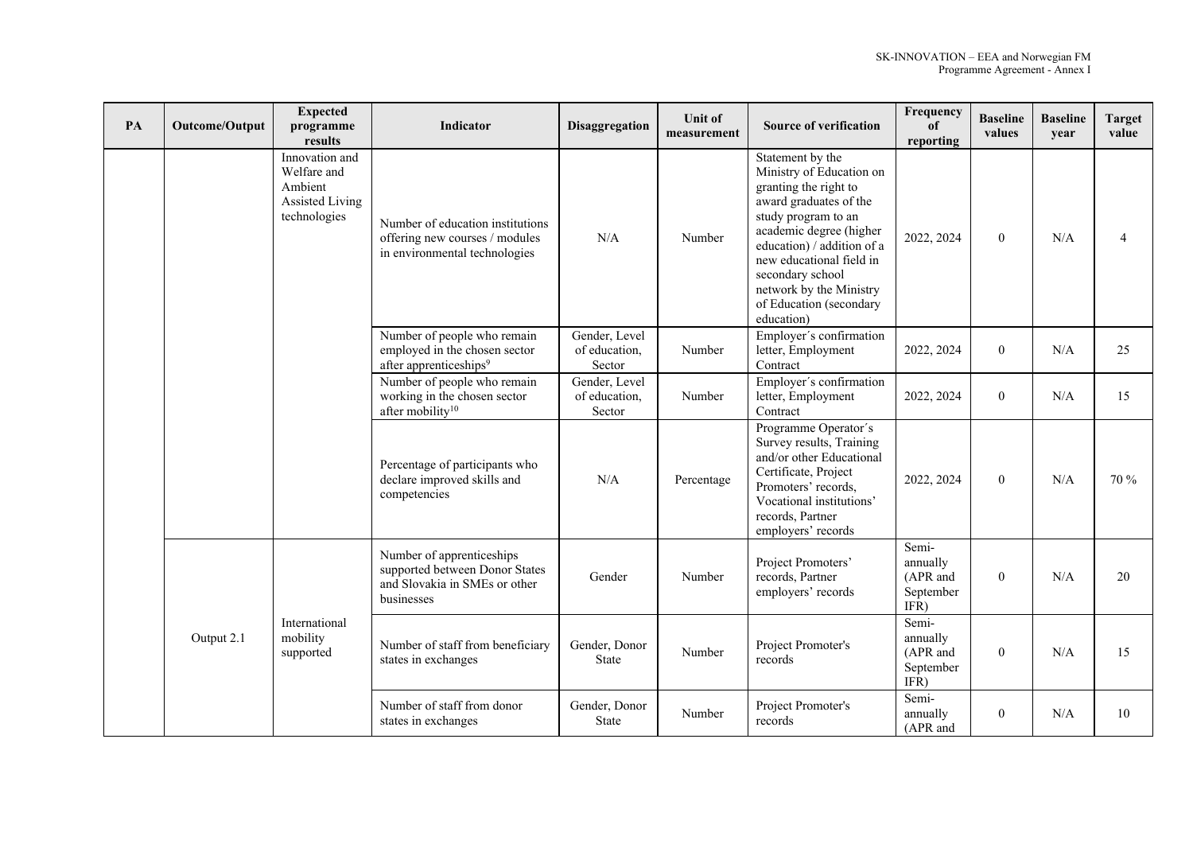| PA | Outcome/Output | Expected programme results | Indicator | Disaggregation | Unit of measurement | Source of verification | Frequency of reporting | Baseline values | Baseline year | Target value |
|---|---|---|---|---|---|---|---|---|---|---|
| | | Innovation and Welfare and Ambient Assisted Living technologies | Number of education institutions offering new courses / modules in environmental technologies | N/A | Number | Statement by the Ministry of Education on granting the right to award graduates of the study program to an academic degree (higher education) / addition of a new educational field in secondary school network by the Ministry of Education (secondary education) | 2022, 2024 | 0 | N/A | 4 |
| | | | Number of people who remain employed in the chosen sector after apprenticeships[9] | Gender, Level of education, Sector | Number | Employer´s confirmation letter, Employment Contract | 2022, 2024 | 0 | N/A | 25 |
| | | | Number of people who remain working in the chosen sector after mobility[10] | Gender, Level of education, Sector | Number | Employer´s confirmation letter, Employment Contract | 2022, 2024 | 0 | N/A | 15 |
| | | | Percentage of participants who declare improved skills and competencies | N/A | Percentage | Programme Operator´s Survey results, Training and/or other Educational Certificate, Project Promoters' records, Vocational institutions' records, Partner employers' records | 2022, 2024 | 0 | N/A | 70 % |
| | Output 2.1 | International mobility supported | Number of apprenticeships supported between Donor States and Slovakia in SMEs or other businesses | Gender | Number | Project Promoters' records, Partner employers' records | Semi-annually (APR and September IFR) | 0 | N/A | 20 |
| | | | Number of staff from beneficiary states in exchanges | Gender, Donor State | Number | Project Promoter's records | Semi-annually (APR and September IFR) | 0 | N/A | 15 |
| | | | Number of staff from donor states in exchanges | Gender, Donor State | Number | Project Promoter's records | Semi-annually (APR and | 0 | N/A | 10 |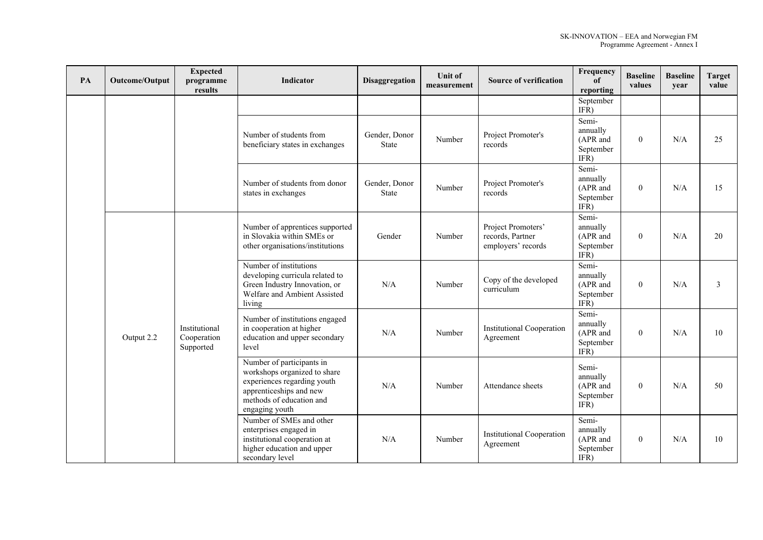| PA | Outcome/Output | Expected programme results | Indicator | Disaggregation | Unit of measurement | Source of verification | Frequency of reporting | Baseline values | Baseline year | Target value |
|---|---|---|---|---|---|---|---|---|---|---|
| | | | | | | | September IFR) | | | |
| | | | Number of students from beneficiary states in exchanges | Gender, Donor State | Number | Project Promoter's records | Semi-annually (APR and September IFR) | 0 | N/A | 25 |
| | | | Number of students from donor states in exchanges | Gender, Donor State | Number | Project Promoter's records | Semi-annually (APR and September IFR) | 0 | N/A | 15 |
| | Output 2.2 | Institutional Cooperation Supported | Number of apprentices supported in Slovakia within SMEs or other organisations/institutions | Gender | Number | Project Promoters' records, Partner employers' records | Semi-annually (APR and September IFR) | 0 | N/A | 20 |
| | | | Number of institutions developing curricula related to Green Industry Innovation, or Welfare and Ambient Assisted living | N/A | Number | Copy of the developed curriculum | Semi-annually (APR and September IFR) | 0 | N/A | 3 |
| | | | Number of institutions engaged in cooperation at higher education and upper secondary level | N/A | Number | Institutional Cooperation Agreement | Semi-annually (APR and September IFR) | 0 | N/A | 10 |
| | | | Number of participants in workshops organized to share experiences regarding youth apprenticeships and new methods of education and engaging youth | N/A | Number | Attendance sheets | Semi-annually (APR and September IFR) | 0 | N/A | 50 |
| | | | Number of SMEs and other enterprises engaged in institutional cooperation at higher education and upper secondary level | N/A | Number | Institutional Cooperation Agreement | Semi-annually (APR and September IFR) | 0 | N/A | 10 |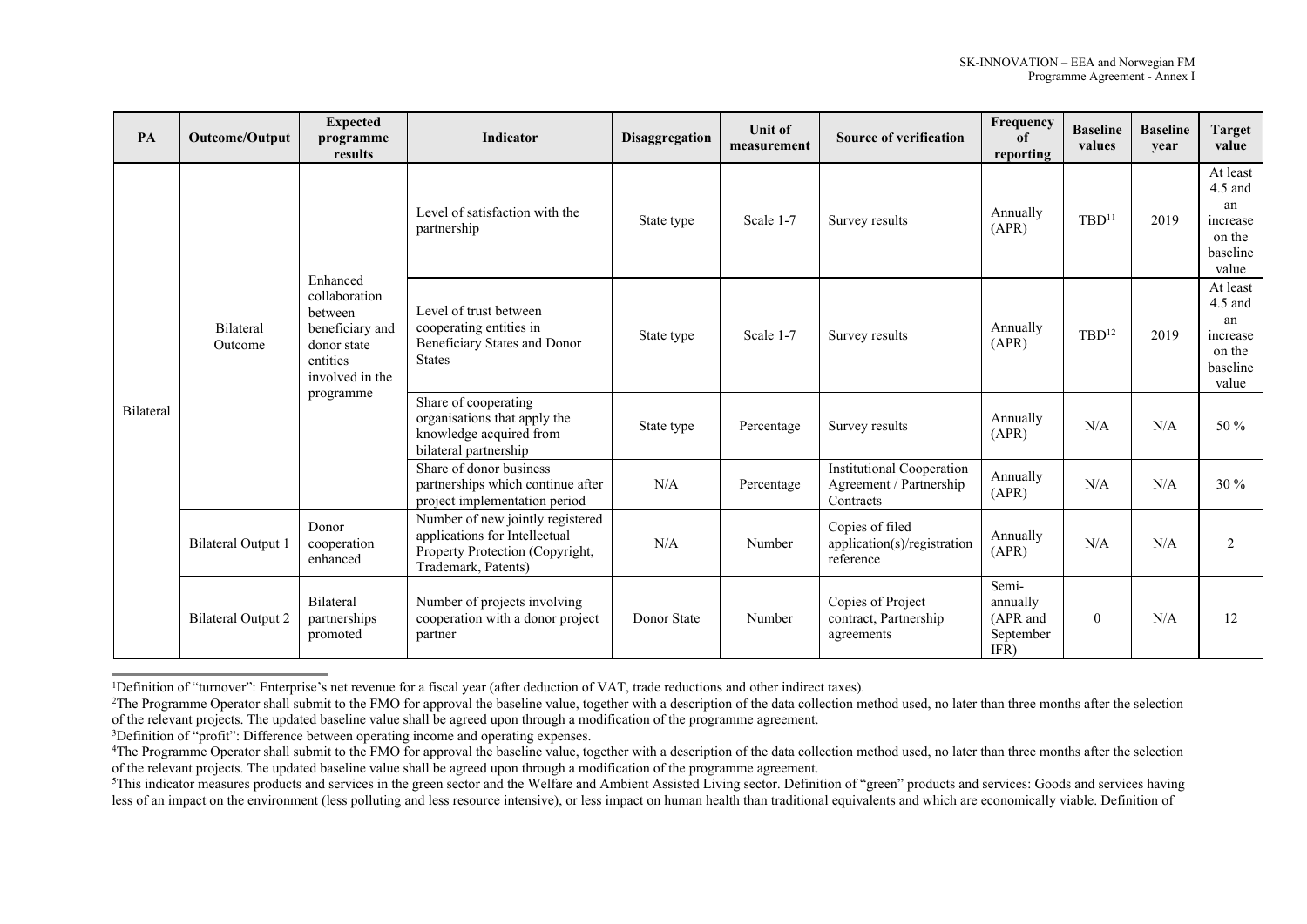| PA | Outcome/Output | Expected programme results | Indicator | Disaggregation | Unit of measurement | Source of verification | Frequency of reporting | Baseline values | Baseline year | Target value |
|---|---|---|---|---|---|---|---|---|---|---|
| Bilateral | Bilateral Outcome | Enhanced collaboration between beneficiary and donor state entities involved in the programme | Level of satisfaction with the partnership | State type | Scale 1-7 | Survey results | Annually (APR) | TBD[11] | 2019 | At least 4.5 and an increase on the baseline value |
| | | | Level of trust between cooperating entities in Beneficiary States and Donor States | State type | Scale 1-7 | Survey results | Annually (APR) | TBD[12] | 2019 | At least 4.5 and an increase on the baseline value |
| | | | Share of cooperating organisations that apply the knowledge acquired from bilateral partnership | State type | Percentage | Survey results | Annually (APR) | N/A | N/A | 50 % |
| | | | Share of donor business partnerships which continue after project implementation period | N/A | Percentage | Institutional Cooperation Agreement / Partnership Contracts | Annually (APR) | N/A | N/A | 30 % |
| | Bilateral Output 1 | Donor cooperation enhanced | Number of new jointly registered applications for Intellectual Property Protection (Copyright, Trademark, Patents) | N/A | Number | Copies of filed application(s)/registration reference | Annually (APR) | N/A | N/A | 2 |
| | Bilateral Output 2 | Bilateral partnerships promoted | Number of projects involving cooperation with a donor project partner | Donor State | Number | Copies of Project contract, Partnership agreements | Semi-annually (APR and September IFR) | 0 | N/A | 12 |

---

[1]Definition of "turnover": Enterprise's net revenue for a fiscal year (after deduction of VAT, trade reductions and other indirect taxes).

[2]The Programme Operator shall submit to the FMO for approval the baseline value, together with a description of the data collection method used, no later than three months after the selection of the relevant projects. The updated baseline value shall be agreed upon through a modification of the programme agreement.

[3]Definition of "profit": Difference between operating income and operating expenses.

[4]The Programme Operator shall submit to the FMO for approval the baseline value, together with a description of the data collection method used, no later than three months after the selection of the relevant projects. The updated baseline value shall be agreed upon through a modification of the programme agreement.

[5]This indicator measures products and services in the green sector and the Welfare and Ambient Assisted Living sector. Definition of "green" products and services: Goods and services having less of an impact on the environment (less polluting and less resource intensive), or less impact on human health than traditional equivalents and which are economically viable. Definition of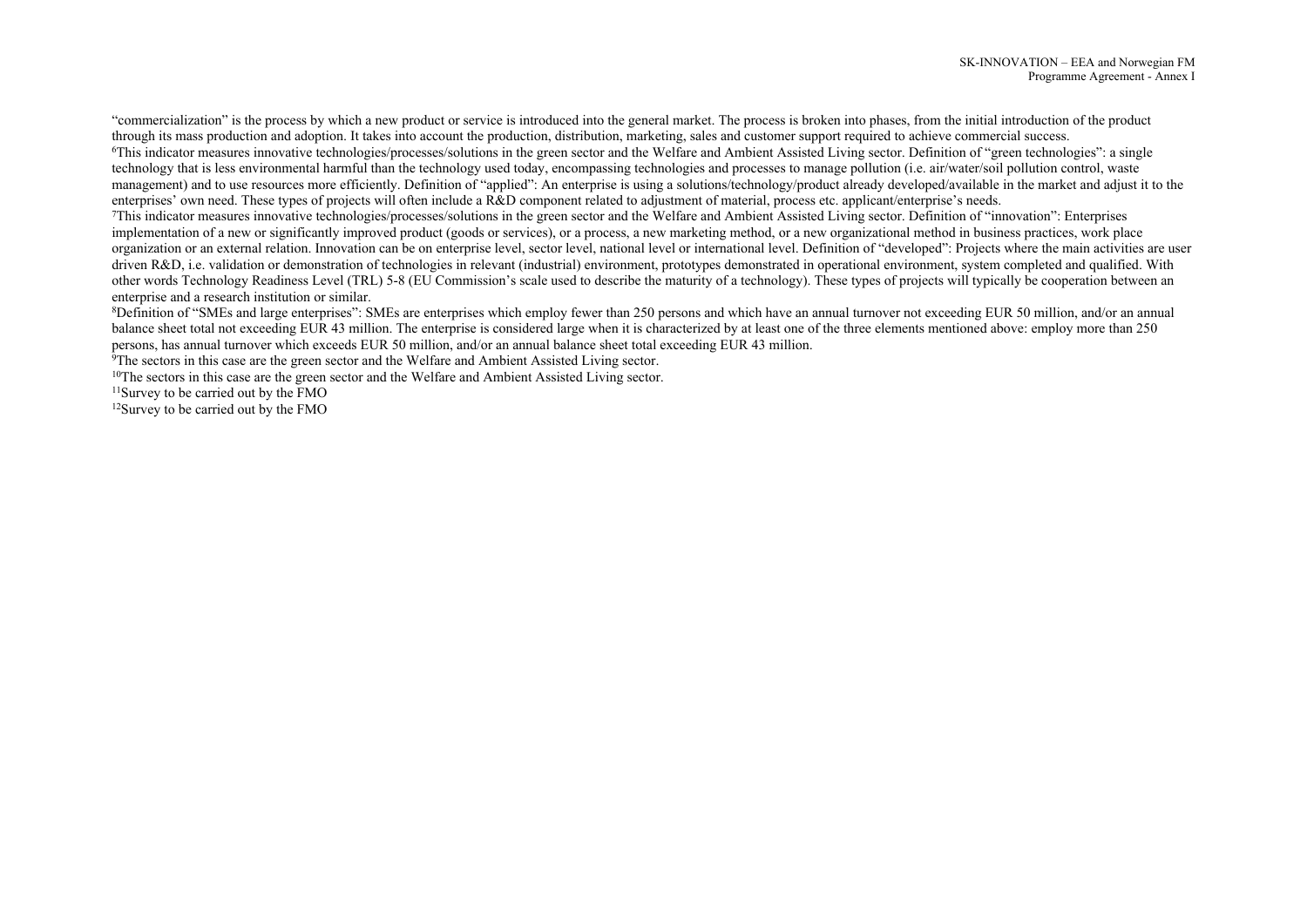"commercialization" is the process by which a new product or service is introduced into the general market. The process is broken into phases, from the initial introduction of the product through its mass production and adoption. It takes into account the production, distribution, marketing, sales and customer support required to achieve commercial success.

[6]This indicator measures innovative technologies/processes/solutions in the green sector and the Welfare and Ambient Assisted Living sector. Definition of "green technologies": a single technology that is less environmental harmful than the technology used today, encompassing technologies and processes to manage pollution (i.e. air/water/soil pollution control, waste management) and to use resources more efficiently. Definition of "applied": An enterprise is using a solutions/technology/product already developed/available in the market and adjust it to the enterprises' own need. These types of projects will often include a R&D component related to adjustment of material, process etc. applicant/enterprise's needs.

[7]This indicator measures innovative technologies/processes/solutions in the green sector and the Welfare and Ambient Assisted Living sector. Definition of "innovation": Enterprises implementation of a new or significantly improved product (goods or services), or a process, a new marketing method, or a new organizational method in business practices, work place organization or an external relation. Innovation can be on enterprise level, sector level, national level or international level. Definition of "developed": Projects where the main activities are user driven R&D, i.e. validation or demonstration of technologies in relevant (industrial) environment, prototypes demonstrated in operational environment, system completed and qualified. With other words Technology Readiness Level (TRL) 5-8 (EU Commission's scale used to describe the maturity of a technology). These types of projects will typically be cooperation between an enterprise and a research institution or similar.

[8]Definition of "SMEs and large enterprises": SMEs are enterprises which employ fewer than 250 persons and which have an annual turnover not exceeding EUR 50 million, and/or an annual balance sheet total not exceeding EUR 43 million. The enterprise is considered large when it is characterized by at least one of the three elements mentioned above: employ more than 250 persons, has annual turnover which exceeds EUR 50 million, and/or an annual balance sheet total exceeding EUR 43 million.

[9]The sectors in this case are the green sector and the Welfare and Ambient Assisted Living sector.

[10]The sectors in this case are the green sector and the Welfare and Ambient Assisted Living sector.

[11]Survey to be carried out by the FMO

[12]Survey to be carried out by the FMO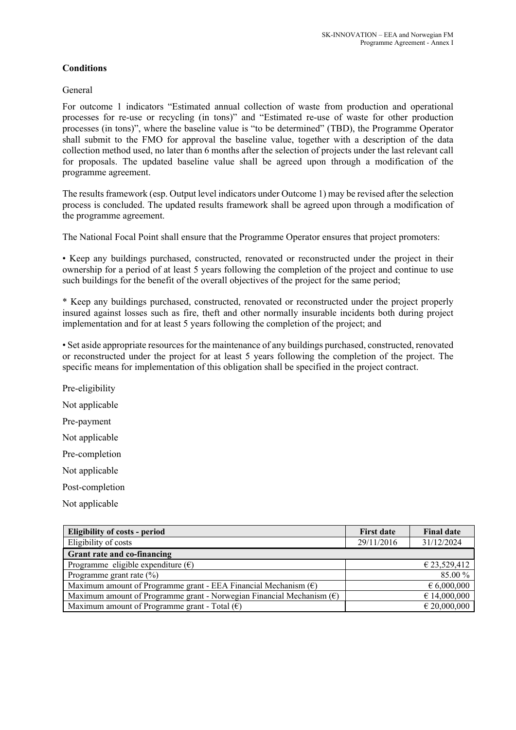**Conditions**

General

For outcome 1 indicators “Estimated annual collection of waste from production and operational processes for re-use or recycling (in tons)” and “Estimated re-use of waste for other production processes (in tons)”, where the baseline value is “to be determined” (TBD), the Programme Operator shall submit to the FMO for approval the baseline value, together with a description of the data collection method used, no later than 6 months after the selection of projects under the last relevant call for proposals. The updated baseline value shall be agreed upon through a modification of the programme agreement.

The results framework (esp. Output level indicators under Outcome 1) may be revised after the selection process is concluded. The updated results framework shall be agreed upon through a modification of the programme agreement.

The National Focal Point shall ensure that the Programme Operator ensures that project promoters:

• Keep any buildings purchased, constructed, renovated or reconstructed under the project in their ownership for a period of at least 5 years following the completion of the project and continue to use such buildings for the benefit of the overall objectives of the project for the same period;

* Keep any buildings purchased, constructed, renovated or reconstructed under the project properly insured against losses such as fire, theft and other normally insurable incidents both during project implementation and for at least 5 years following the completion of the project; and

• Set aside appropriate resources for the maintenance of any buildings purchased, constructed, renovated or reconstructed under the project for at least 5 years following the completion of the project. The specific means for implementation of this obligation shall be specified in the project contract.

Pre-eligibility

Not applicable

Pre-payment

Not applicable

Pre-completion

Not applicable

Post-completion

Not applicable

| **Eligibility of costs - period** | **First date** | **Final date** |
|---|---|---|
| Eligibility of costs | 29/11/2016 | 31/12/2024 |
| **Grant rate and co-financing** | | |
| Programme eligible expenditure (€) | | € 23,529,412 |
| Programme grant rate (%) | | 85.00 % |
| Maximum amount of Programme grant - EEA Financial Mechanism (€) | | € 6,000,000 |
| Maximum amount of Programme grant - Norwegian Financial Mechanism (€) | | € 14,000,000 |
| Maximum amount of Programme grant - Total (€) | | € 20,000,000 |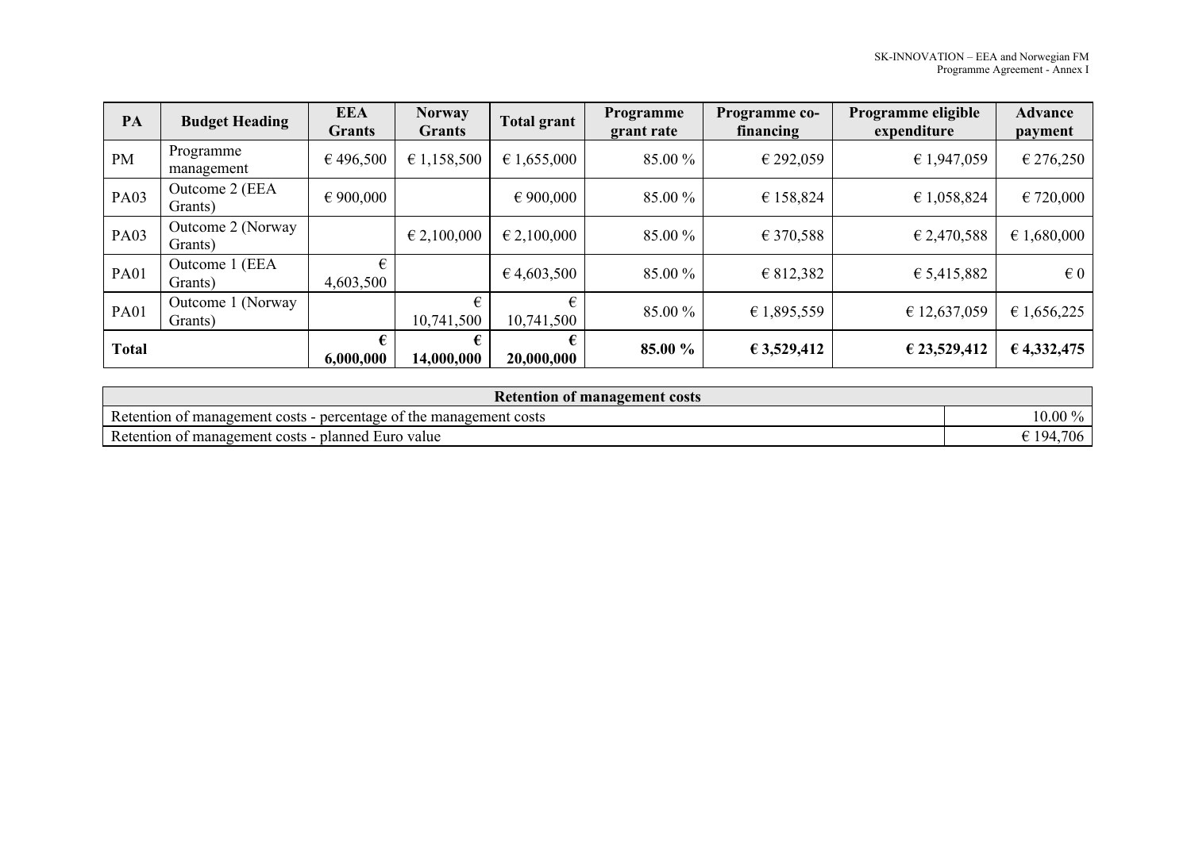| PA | Budget Heading | EEA Grants | Norway Grants | Total grant | Programme grant rate | Programme co-financing | Programme eligible expenditure | Advance payment |
|---|---|---|---|---|---|---|---|---|
| PM | Programme management | € 496,500 | € 1,158,500 | € 1,655,000 | 85.00 % | € 292,059 | € 1,947,059 | € 276,250 |
| PA03 | Outcome 2 (EEA Grants) | € 900,000 | | € 900,000 | 85.00 % | € 158,824 | € 1,058,824 | € 720,000 |
| PA03 | Outcome 2 (Norway Grants) | | € 2,100,000 | € 2,100,000 | 85.00 % | € 370,588 | € 2,470,588 | € 1,680,000 |
| PA01 | Outcome 1 (EEA Grants) | € 4,603,500 | | € 4,603,500 | 85.00 % | € 812,382 | € 5,415,882 | € 0 |
| PA01 | Outcome 1 (Norway Grants) | | € 10,741,500 | € 10,741,500 | 85.00 % | € 1,895,559 | € 12,637,059 | € 1,656,225 |
| **Total** | | **€ 6,000,000** | **€ 14,000,000** | **€ 20,000,000** | **85.00 %** | **€ 3,529,412** | **€ 23,529,412** | **€ 4,332,475** |

| **Retention of management costs** | |
|---|---|
| Retention of management costs - percentage of the management costs | 10.00 % |
| Retention of management costs - planned Euro value | € 194,706 |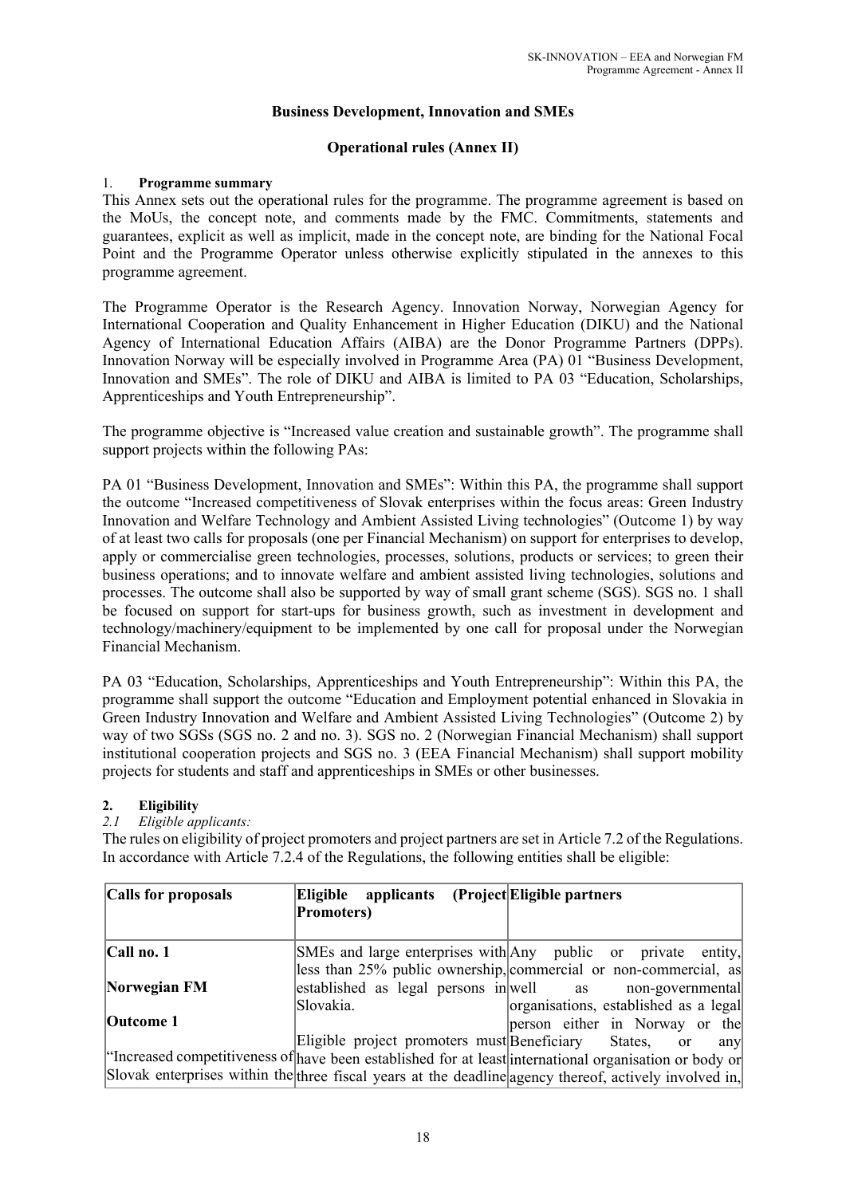### Business Development, Innovation and SMEs

### Operational rules (Annex II)

1. **Programme summary**

This Annex sets out the operational rules for the programme. The programme agreement is based on the MoUs, the concept note, and comments made by the FMC. Commitments, statements and guarantees, explicit as well as implicit, made in the concept note, are binding for the National Focal Point and the Programme Operator unless otherwise explicitly stipulated in the annexes to this programme agreement.

The Programme Operator is the Research Agency. Innovation Norway, Norwegian Agency for International Cooperation and Quality Enhancement in Higher Education (DIKU) and the National Agency of International Education Affairs (AIBA) are the Donor Programme Partners (DPPs). Innovation Norway will be especially involved in Programme Area (PA) 01 "Business Development, Innovation and SMEs". The role of DIKU and AIBA is limited to PA 03 "Education, Scholarships, Apprenticeships and Youth Entrepreneurship".

The programme objective is "Increased value creation and sustainable growth". The programme shall support projects within the following PAs:

PA 01 "Business Development, Innovation and SMEs": Within this PA, the programme shall support the outcome "Increased competitiveness of Slovak enterprises within the focus areas: Green Industry Innovation and Welfare Technology and Ambient Assisted Living technologies" (Outcome 1) by way of at least two calls for proposals (one per Financial Mechanism) on support for enterprises to develop, apply or commercialise green technologies, processes, solutions, products or services; to green their business operations; and to innovate welfare and ambient assisted living technologies, solutions and processes. The outcome shall also be supported by way of small grant scheme (SGS). SGS no. 1 shall be focused on support for start-ups for business growth, such as investment in development and technology/machinery/equipment to be implemented by one call for proposal under the Norwegian Financial Mechanism.

PA 03 "Education, Scholarships, Apprenticeships and Youth Entrepreneurship": Within this PA, the programme shall support the outcome "Education and Employment potential enhanced in Slovakia in Green Industry Innovation and Welfare and Ambient Assisted Living Technologies" (Outcome 2) by way of two SGSs (SGS no. 2 and no. 3). SGS no. 2 (Norwegian Financial Mechanism) shall support institutional cooperation projects and SGS no. 3 (EEA Financial Mechanism) shall support mobility projects for students and staff and apprenticeships in SMEs or other businesses.

2. **Eligibility**

*2.1 Eligible applicants:*

The rules on eligibility of project promoters and project partners are set in Article 7.2 of the Regulations. In accordance with Article 7.2.4 of the Regulations, the following entities shall be eligible:

| Calls for proposals | Eligible applicants (Project Promoters) | Eligible partners |
|---|---|---|
| **Call no. 1**<br><br>**Norwegian FM**<br><br>**Outcome 1**<br><br>"Increased competitiveness of Slovak enterprises within the | SMEs and large enterprises with less than 25% public ownership, established as legal persons in Slovakia.<br><br>Eligible project promoters must have been established for at least three fiscal years at the deadline | Any public or private entity, commercial or non-commercial, as well as non-governmental organisations, established as a legal person either in Norway or the Beneficiary States, or any international organisation or body or agency thereof, actively involved in, |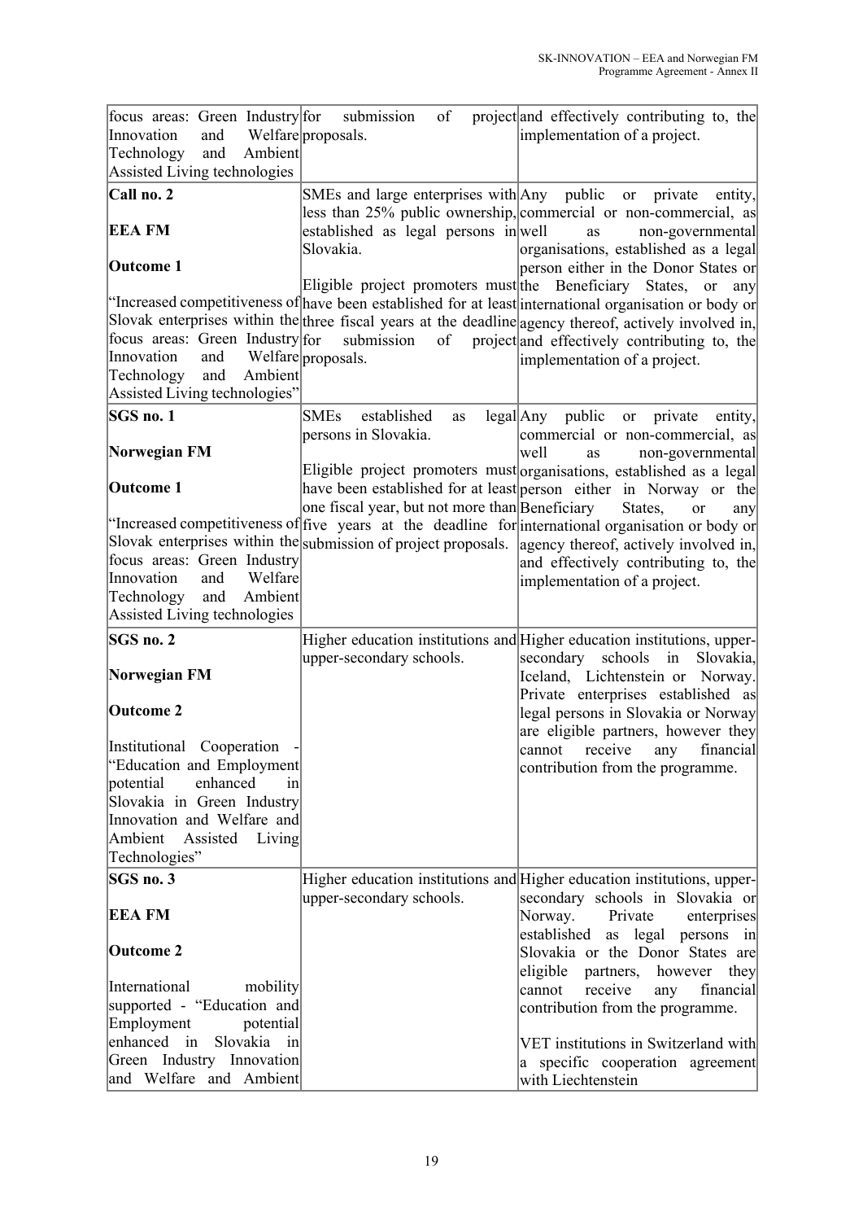| | | |
|---|---|---|
| focus areas: Green Industry Innovation and Welfare Technology and Ambient Assisted Living technologies | for submission of project proposals. | and effectively contributing to, the implementation of a project. |
| **Call no. 2**<br><br>**EEA FM**<br><br>**Outcome 1**<br><br>"Increased competitiveness of Slovak enterprises within the focus areas: Green Industry Innovation and Welfare Technology and Ambient Assisted Living technologies" | SMEs and large enterprises with less than 25% public ownership, established as legal persons in Slovakia.<br><br>Eligible project promoters must have been established for at least three fiscal years at the deadline for submission of project proposals. | Any public or private entity, commercial or non-commercial, as well as non-governmental organisations, established as a legal person either in the Donor States or the Beneficiary States, or any international organisation or body or agency thereof, actively involved in, and effectively contributing to, the implementation of a project. |
| **SGS no. 1**<br><br>**Norwegian FM**<br><br>**Outcome 1**<br><br>"Increased competitiveness of Slovak enterprises within the focus areas: Green Industry Innovation and Welfare Technology and Ambient Assisted Living technologies | SMEs established as legal persons in Slovakia.<br><br>Eligible project promoters must have been established for at least one fiscal year, but not more than five years at the deadline for submission of project proposals. | Any public or private entity, commercial or non-commercial, as well as non-governmental organisations, established as a legal person either in Norway or the Beneficiary States, or any international organisation or body or agency thereof, actively involved in, and effectively contributing to, the implementation of a project. |
| **SGS no. 2**<br><br>**Norwegian FM**<br><br>**Outcome 2**<br><br>Institutional Cooperation - "Education and Employment potential enhanced in Slovakia in Green Industry Innovation and Welfare and Ambient Assisted Living Technologies" | Higher education institutions and upper-secondary schools. | Higher education institutions, upper-secondary schools in Slovakia, Iceland, Lichtenstein or Norway. Private enterprises established as legal persons in Slovakia or Norway are eligible partners, however they cannot receive any financial contribution from the programme. |
| **SGS no. 3**<br><br>**EEA FM**<br><br>**Outcome 2**<br><br>International mobility supported - "Education and Employment potential enhanced in Slovakia in Green Industry Innovation and Welfare and Ambient | Higher education institutions and upper-secondary schools. | Higher education institutions, upper-secondary schools in Slovakia or Norway. Private enterprises established as legal persons in Slovakia or the Donor States are eligible partners, however they cannot receive any financial contribution from the programme.<br><br>VET institutions in Switzerland with a specific cooperation agreement with Liechtenstein |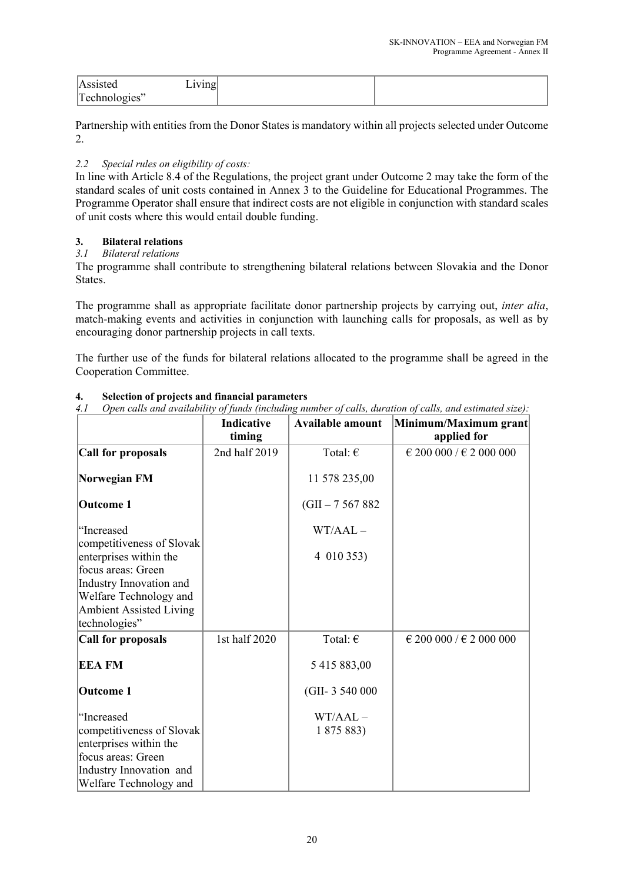| Assisted Living Technologies" | | |
|---|---|---|

Partnership with entities from the Donor States is mandatory within all projects selected under Outcome 2.

*2.2 Special rules on eligibility of costs:*

In line with Article 8.4 of the Regulations, the project grant under Outcome 2 may take the form of the standard scales of unit costs contained in Annex 3 to the Guideline for Educational Programmes. The Programme Operator shall ensure that indirect costs are not eligible in conjunction with standard scales of unit costs where this would entail double funding.

### 3. Bilateral relations

*3.1 Bilateral relations*

The programme shall contribute to strengthening bilateral relations between Slovakia and the Donor States.

The programme shall as appropriate facilitate donor partnership projects by carrying out, *inter alia*, match-making events and activities in conjunction with launching calls for proposals, as well as by encouraging donor partnership projects in call texts.

The further use of the funds for bilateral relations allocated to the programme shall be agreed in the Cooperation Committee.

### 4. Selection of projects and financial parameters

*4.1 Open calls and availability of funds (including number of calls, duration of calls, and estimated size):*

| | **Indicative timing** | **Available amount** | **Minimum/Maximum grant applied for** |
|---|---|---|---|
| **Call for proposals**<br><br>**Norwegian FM**<br><br>**Outcome 1**<br><br>"Increased competitiveness of Slovak enterprises within the focus areas: Green Industry Innovation and Welfare Technology and Ambient Assisted Living technologies" | 2nd half 2019 | Total: €<br><br>11 578 235,00<br><br>(GII – 7 567 882<br><br>WT/AAL –<br><br>4 010 353) | € 200 000 / € 2 000 000 |
| **Call for proposals**<br><br>**EEA FM**<br><br>**Outcome 1**<br><br>"Increased competitiveness of Slovak enterprises within the focus areas: Green Industry Innovation and Welfare Technology and | 1st half 2020 | Total: €<br><br>5 415 883,00<br><br>(GII- 3 540 000<br><br>WT/AAL –<br>1 875 883) | € 200 000 / € 2 000 000 |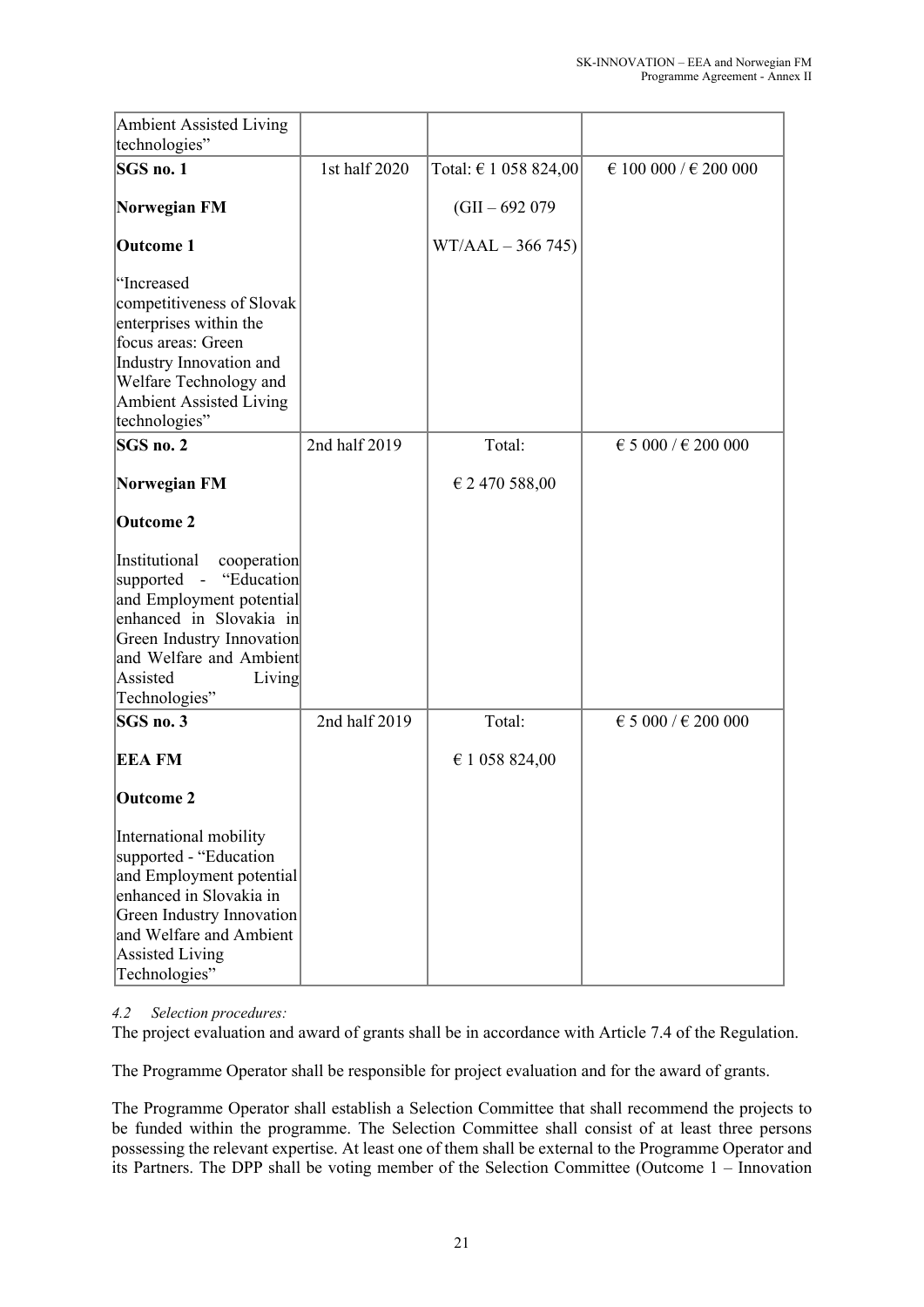| | | | |
|---|---|---|---|
| Ambient Assisted Living technologies" | | | |
| **SGS no. 1**<br><br>**Norwegian FM**<br><br>**Outcome 1**<br><br>"Increased competitiveness of Slovak enterprises within the focus areas: Green Industry Innovation and Welfare Technology and Ambient Assisted Living technologies" | 1st half 2020 | Total: € 1 058 824,00<br><br>(GII – 692 079<br><br>WT/AAL – 366 745) | € 100 000 / € 200 000 |
| **SGS no. 2**<br><br>**Norwegian FM**<br><br>**Outcome 2**<br><br>Institutional cooperation supported - "Education and Employment potential enhanced in Slovakia in Green Industry Innovation and Welfare and Ambient Assisted Living Technologies" | 2nd half 2019 | Total:<br><br>€ 2 470 588,00 | € 5 000 / € 200 000 |
| **SGS no. 3**<br><br>**EEA FM**<br><br>**Outcome 2**<br><br>International mobility supported - "Education and Employment potential enhanced in Slovakia in Green Industry Innovation and Welfare and Ambient Assisted Living Technologies" | 2nd half 2019 | Total:<br><br>€ 1 058 824,00 | € 5 000 / € 200 000 |

*4.2 Selection procedures:*

The project evaluation and award of grants shall be in accordance with Article 7.4 of the Regulation.

The Programme Operator shall be responsible for project evaluation and for the award of grants.

The Programme Operator shall establish a Selection Committee that shall recommend the projects to be funded within the programme. The Selection Committee shall consist of at least three persons possessing the relevant expertise. At least one of them shall be external to the Programme Operator and its Partners. The DPP shall be voting member of the Selection Committee (Outcome 1 – Innovation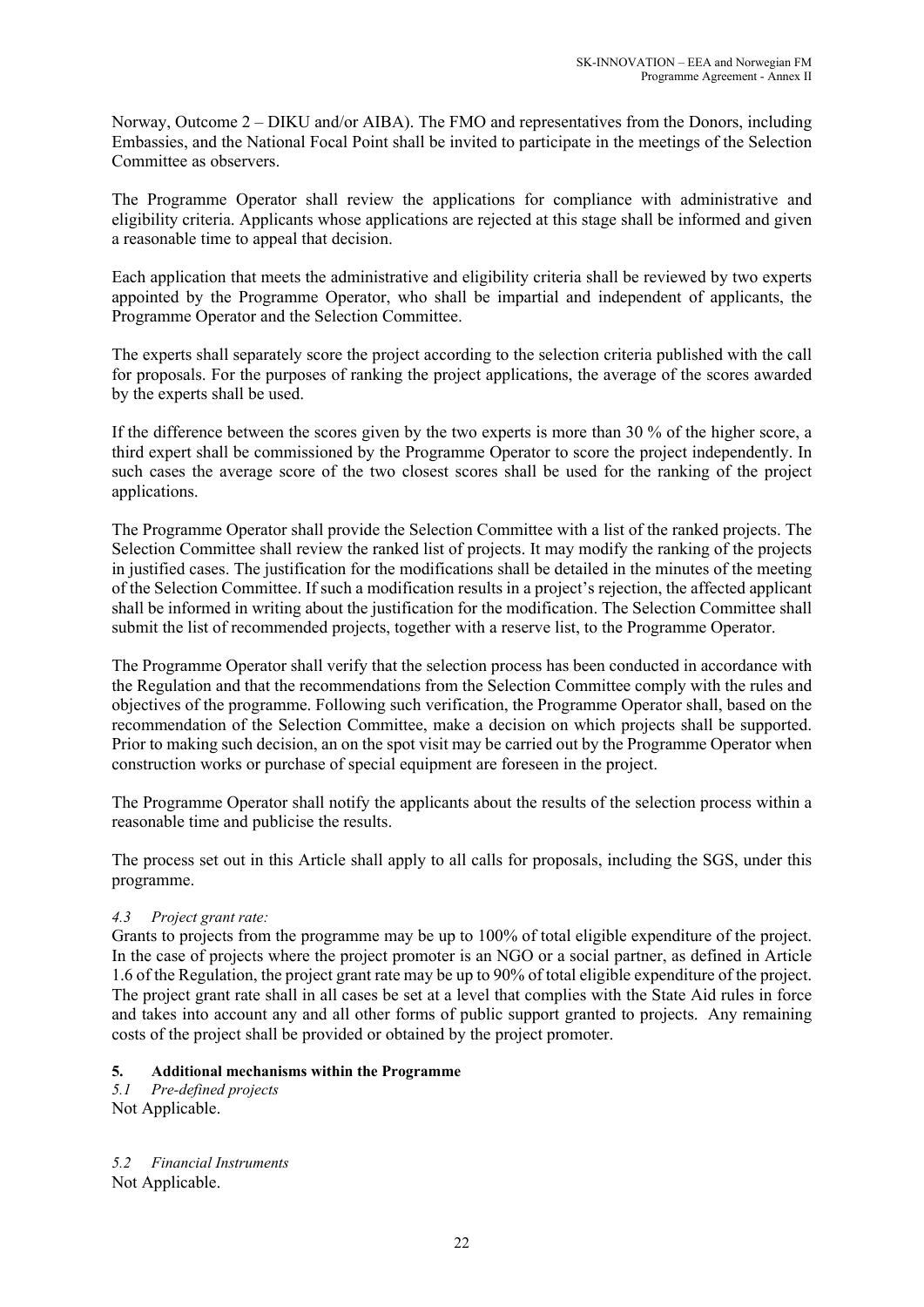Norway, Outcome 2 – DIKU and/or AIBA). The FMO and representatives from the Donors, including Embassies, and the National Focal Point shall be invited to participate in the meetings of the Selection Committee as observers.

The Programme Operator shall review the applications for compliance with administrative and eligibility criteria. Applicants whose applications are rejected at this stage shall be informed and given a reasonable time to appeal that decision.

Each application that meets the administrative and eligibility criteria shall be reviewed by two experts appointed by the Programme Operator, who shall be impartial and independent of applicants, the Programme Operator and the Selection Committee.

The experts shall separately score the project according to the selection criteria published with the call for proposals. For the purposes of ranking the project applications, the average of the scores awarded by the experts shall be used.

If the difference between the scores given by the two experts is more than 30 % of the higher score, a third expert shall be commissioned by the Programme Operator to score the project independently. In such cases the average score of the two closest scores shall be used for the ranking of the project applications.

The Programme Operator shall provide the Selection Committee with a list of the ranked projects. The Selection Committee shall review the ranked list of projects. It may modify the ranking of the projects in justified cases. The justification for the modifications shall be detailed in the minutes of the meeting of the Selection Committee. If such a modification results in a project's rejection, the affected applicant shall be informed in writing about the justification for the modification. The Selection Committee shall submit the list of recommended projects, together with a reserve list, to the Programme Operator.

The Programme Operator shall verify that the selection process has been conducted in accordance with the Regulation and that the recommendations from the Selection Committee comply with the rules and objectives of the programme. Following such verification, the Programme Operator shall, based on the recommendation of the Selection Committee, make a decision on which projects shall be supported. Prior to making such decision, an on the spot visit may be carried out by the Programme Operator when construction works or purchase of special equipment are foreseen in the project.

The Programme Operator shall notify the applicants about the results of the selection process within a reasonable time and publicise the results.

The process set out in this Article shall apply to all calls for proposals, including the SGS, under this programme.

*4.3 Project grant rate:*

Grants to projects from the programme may be up to 100% of total eligible expenditure of the project. In the case of projects where the project promoter is an NGO or a social partner, as defined in Article 1.6 of the Regulation, the project grant rate may be up to 90% of total eligible expenditure of the project. The project grant rate shall in all cases be set at a level that complies with the State Aid rules in force and takes into account any and all other forms of public support granted to projects. Any remaining costs of the project shall be provided or obtained by the project promoter.

## 5. Additional mechanisms within the Programme

*5.1 Pre-defined projects*

Not Applicable.

*5.2 Financial Instruments*

Not Applicable.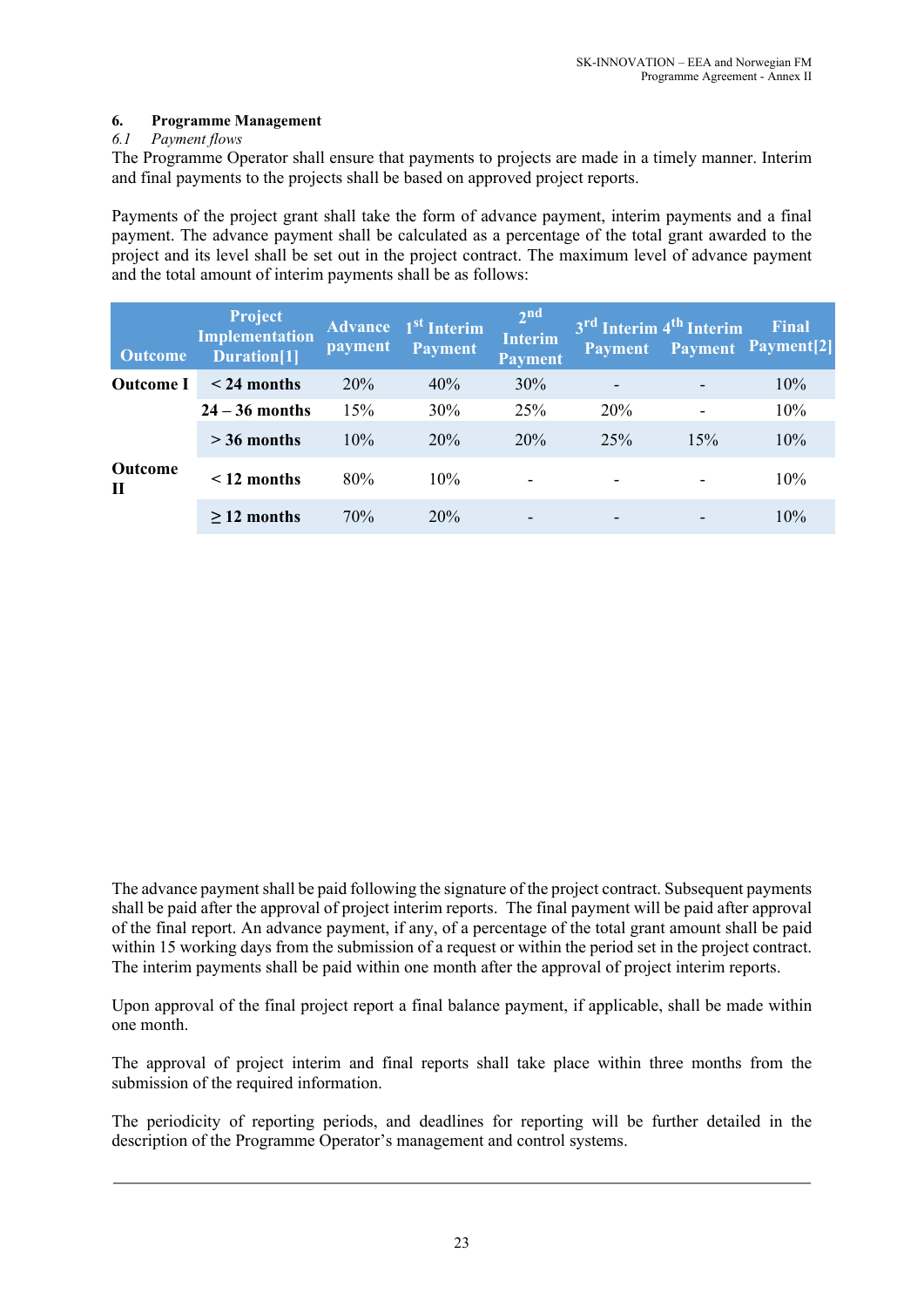## 6. Programme Management

### *6.1 Payment flows*

The Programme Operator shall ensure that payments to projects are made in a timely manner. Interim and final payments to the projects shall be based on approved project reports.

Payments of the project grant shall take the form of advance payment, interim payments and a final payment. The advance payment shall be calculated as a percentage of the total grant awarded to the project and its level shall be set out in the project contract. The maximum level of advance payment and the total amount of interim payments shall be as follows:

| Outcome | Project Implementation Duration[1] | Advance payment | 1st Interim Payment | 2nd Interim Payment | 3rd Interim Payment | 4th Interim Payment | Final Payment[2] |
|---|---|---|---|---|---|---|---|
| **Outcome I** | **< 24 months** | 20% | 40% | 30% | - | - | 10% |
| | **24 – 36 months** | 15% | 30% | 25% | 20% | - | 10% |
| | **> 36 months** | 10% | 20% | 20% | 25% | 15% | 10% |
| **Outcome II** | **< 12 months** | 80% | 10% | - | - | - | 10% |
| | **≥ 12 months** | 70% | 20% | - | - | - | 10% |

The advance payment shall be paid following the signature of the project contract. Subsequent payments shall be paid after the approval of project interim reports. The final payment will be paid after approval of the final report. An advance payment, if any, of a percentage of the total grant amount shall be paid within 15 working days from the submission of a request or within the period set in the project contract. The interim payments shall be paid within one month after the approval of project interim reports.

Upon approval of the final project report a final balance payment, if applicable, shall be made within one month.

The approval of project interim and final reports shall take place within three months from the submission of the required information.

The periodicity of reporting periods, and deadlines for reporting will be further detailed in the description of the Programme Operator's management and control systems.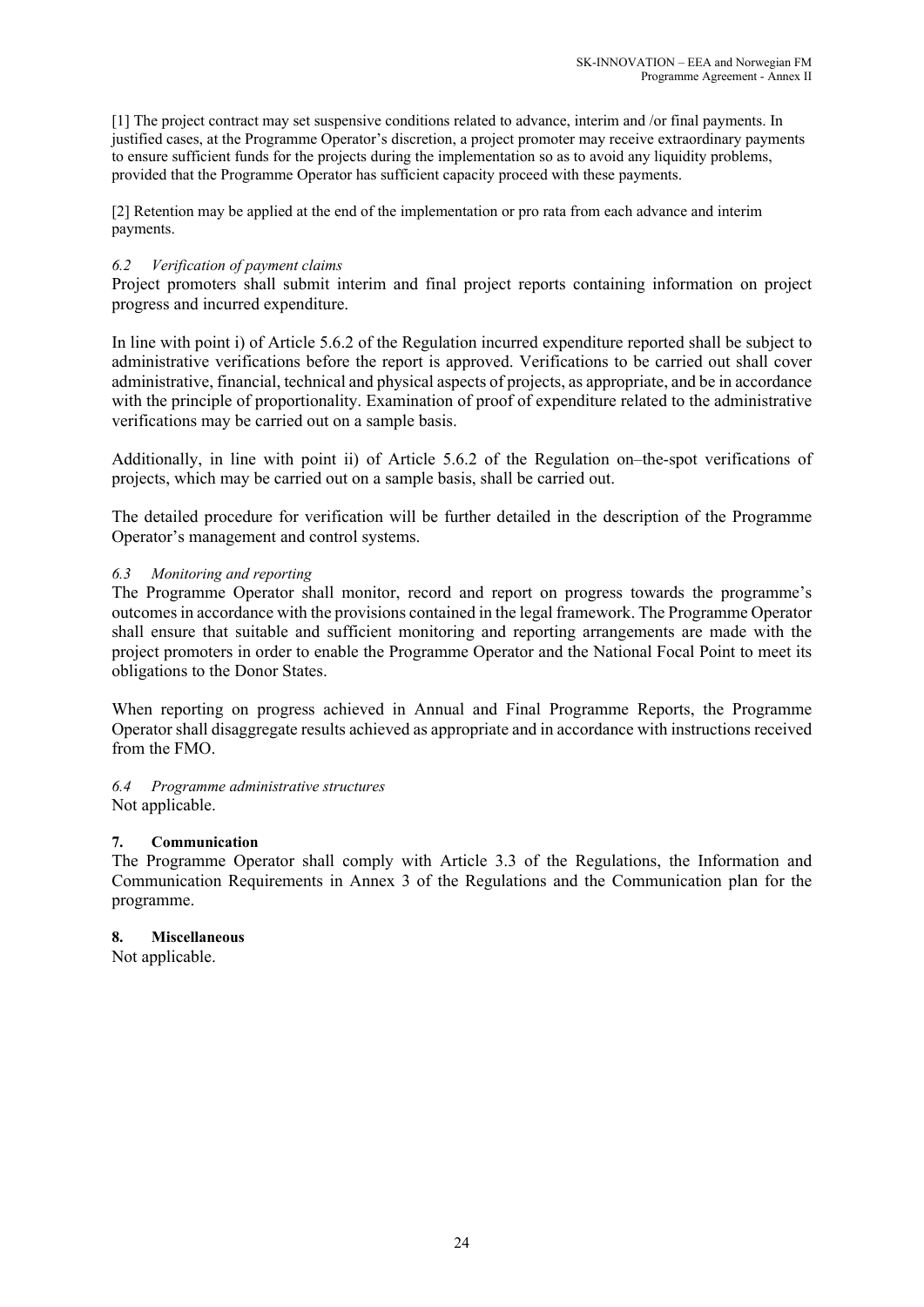[1] The project contract may set suspensive conditions related to advance, interim and /or final payments. In justified cases, at the Programme Operator's discretion, a project promoter may receive extraordinary payments to ensure sufficient funds for the projects during the implementation so as to avoid any liquidity problems, provided that the Programme Operator has sufficient capacity proceed with these payments.

[2] Retention may be applied at the end of the implementation or pro rata from each advance and interim payments.

### *6.2 Verification of payment claims*

Project promoters shall submit interim and final project reports containing information on project progress and incurred expenditure.

In line with point i) of Article 5.6.2 of the Regulation incurred expenditure reported shall be subject to administrative verifications before the report is approved. Verifications to be carried out shall cover administrative, financial, technical and physical aspects of projects, as appropriate, and be in accordance with the principle of proportionality. Examination of proof of expenditure related to the administrative verifications may be carried out on a sample basis.

Additionally, in line with point ii) of Article 5.6.2 of the Regulation on–the-spot verifications of projects, which may be carried out on a sample basis, shall be carried out.

The detailed procedure for verification will be further detailed in the description of the Programme Operator's management and control systems.

### *6.3 Monitoring and reporting*

The Programme Operator shall monitor, record and report on progress towards the programme's outcomes in accordance with the provisions contained in the legal framework. The Programme Operator shall ensure that suitable and sufficient monitoring and reporting arrangements are made with the project promoters in order to enable the Programme Operator and the National Focal Point to meet its obligations to the Donor States.

When reporting on progress achieved in Annual and Final Programme Reports, the Programme Operator shall disaggregate results achieved as appropriate and in accordance with instructions received from the FMO.

### *6.4 Programme administrative structures*

Not applicable.

## 7. Communication

The Programme Operator shall comply with Article 3.3 of the Regulations, the Information and Communication Requirements in Annex 3 of the Regulations and the Communication plan for the programme.

## 8. Miscellaneous

Not applicable.